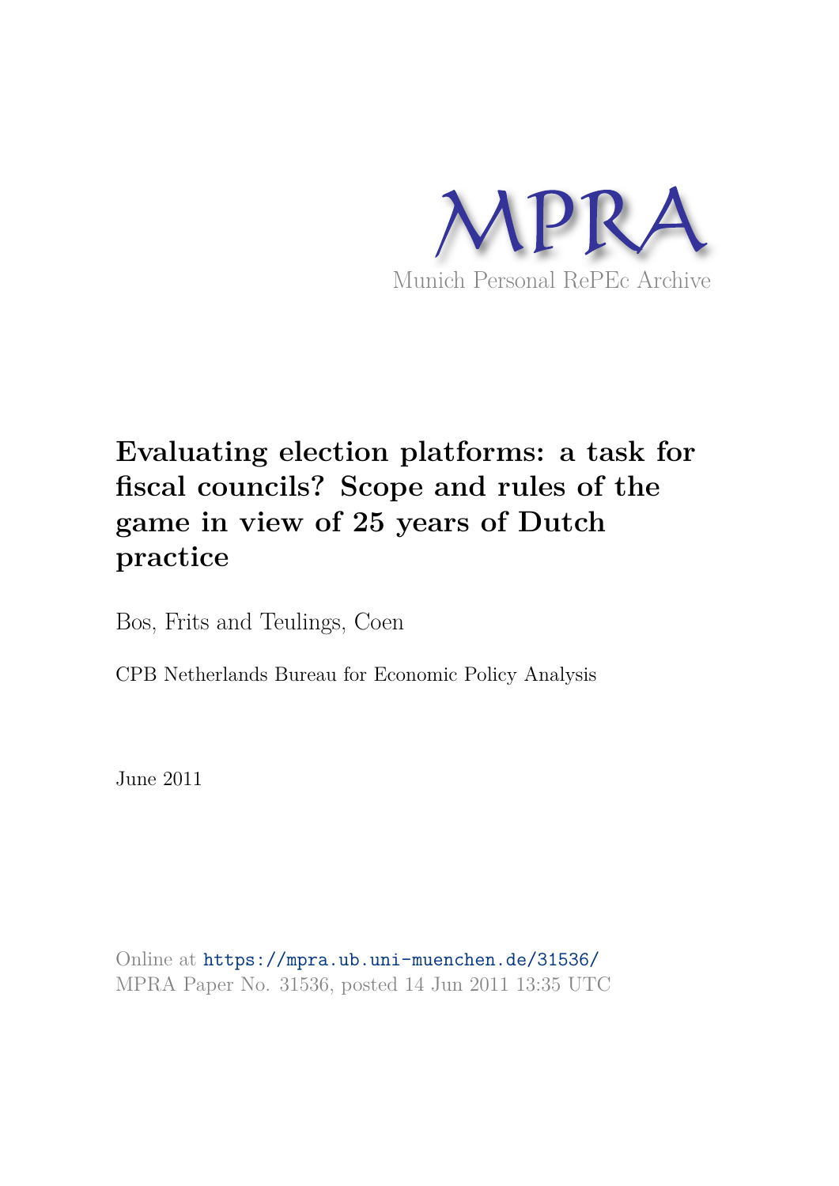MPRA

Munich Personal RePEc Archive

# Evaluating election platforms: a task for fiscal councils? Scope and rules of the game in view of 25 years of Dutch practice

Bos, Frits and Teulings, Coen

CPB Netherlands Bureau for Economic Policy Analysis

June 2011

Online at https://mpra.ub.uni-muenchen.de/31536/

MPRA Paper No. 31536, posted 14 Jun 2011 13:35 UTC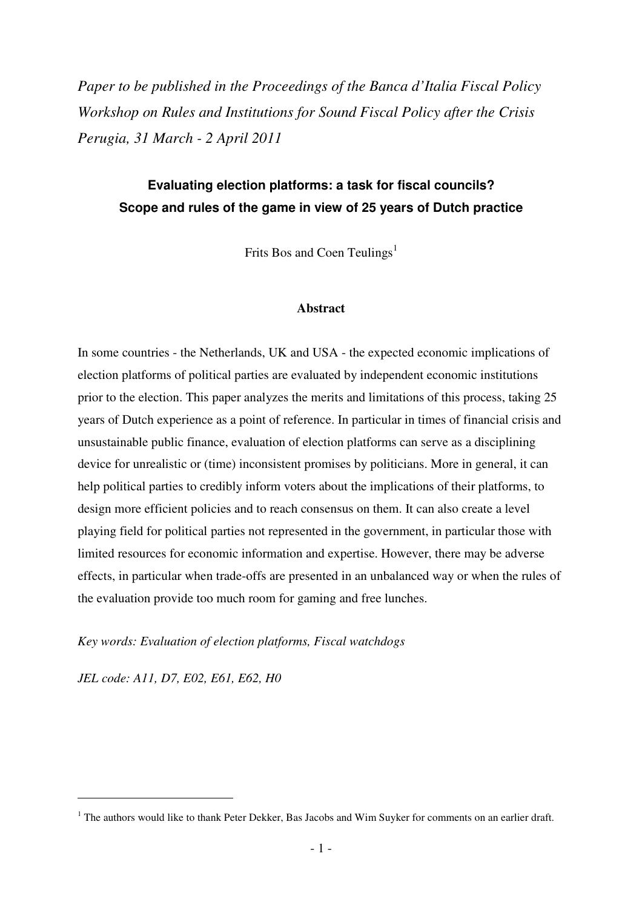*Paper to be published in the Proceedings of the Banca d'Italia Fiscal Policy Workshop on Rules and Institutions for Sound Fiscal Policy after the Crisis Perugia, 31 March - 2 April 2011*

# Evaluating election platforms: a task for fiscal councils? Scope and rules of the game in view of 25 years of Dutch practice

Frits Bos and Coen Teulings[1]

## Abstract

In some countries - the Netherlands, UK and USA - the expected economic implications of election platforms of political parties are evaluated by independent economic institutions prior to the election. This paper analyzes the merits and limitations of this process, taking 25 years of Dutch experience as a point of reference. In particular in times of financial crisis and unsustainable public finance, evaluation of election platforms can serve as a disciplining device for unrealistic or (time) inconsistent promises by politicians. More in general, it can help political parties to credibly inform voters about the implications of their platforms, to design more efficient policies and to reach consensus on them. It can also create a level playing field for political parties not represented in the government, in particular those with limited resources for economic information and expertise. However, there may be adverse effects, in particular when trade-offs are presented in an unbalanced way or when the rules of the evaluation provide too much room for gaming and free lunches.

*Key words: Evaluation of election platforms, Fiscal watchdogs*

*JEL code: A11, D7, E02, E61, E62, H0*

[1] The authors would like to thank Peter Dekker, Bas Jacobs and Wim Suyker for comments on an earlier draft.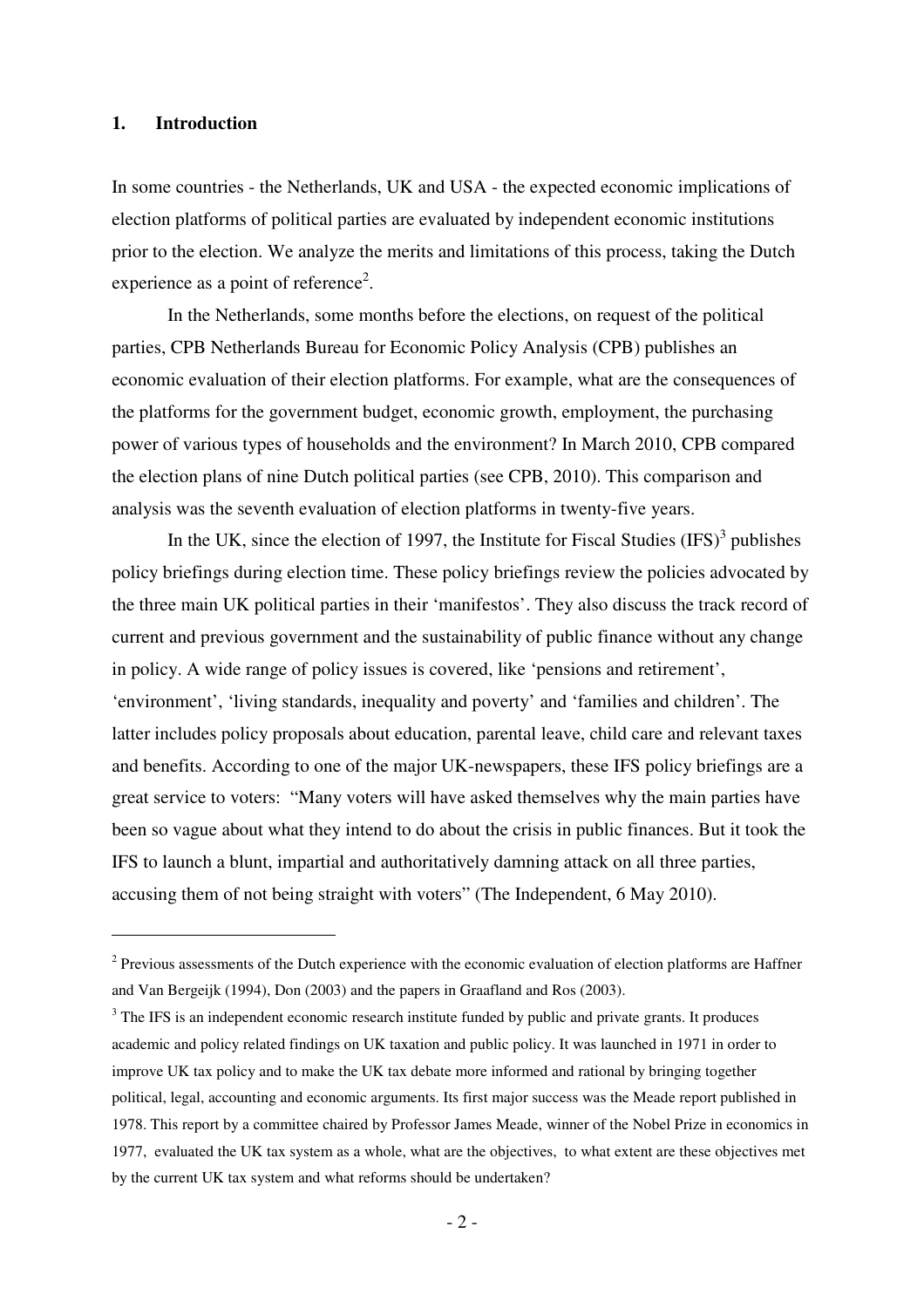## 1. Introduction

In some countries - the Netherlands, UK and USA - the expected economic implications of election platforms of political parties are evaluated by independent economic institutions prior to the election. We analyze the merits and limitations of this process, taking the Dutch experience as a point of reference[2].

In the Netherlands, some months before the elections, on request of the political parties, CPB Netherlands Bureau for Economic Policy Analysis (CPB) publishes an economic evaluation of their election platforms. For example, what are the consequences of the platforms for the government budget, economic growth, employment, the purchasing power of various types of households and the environment? In March 2010, CPB compared the election plans of nine Dutch political parties (see CPB, 2010). This comparison and analysis was the seventh evaluation of election platforms in twenty-five years.

In the UK, since the election of 1997, the Institute for Fiscal Studies (IFS)[3] publishes policy briefings during election time. These policy briefings review the policies advocated by the three main UK political parties in their 'manifestos'. They also discuss the track record of current and previous government and the sustainability of public finance without any change in policy. A wide range of policy issues is covered, like 'pensions and retirement', 'environment', 'living standards, inequality and poverty' and 'families and children'. The latter includes policy proposals about education, parental leave, child care and relevant taxes and benefits. According to one of the major UK-newspapers, these IFS policy briefings are a great service to voters: "Many voters will have asked themselves why the main parties have been so vague about what they intend to do about the crisis in public finances. But it took the IFS to launch a blunt, impartial and authoritatively damning attack on all three parties, accusing them of not being straight with voters" (The Independent, 6 May 2010).

---

[2] Previous assessments of the Dutch experience with the economic evaluation of election platforms are Haffner and Van Bergeijk (1994), Don (2003) and the papers in Graafland and Ros (2003).

[3] The IFS is an independent economic research institute funded by public and private grants. It produces academic and policy related findings on UK taxation and public policy. It was launched in 1971 in order to improve UK tax policy and to make the UK tax debate more informed and rational by bringing together political, legal, accounting and economic arguments. Its first major success was the Meade report published in 1978. This report by a committee chaired by Professor James Meade, winner of the Nobel Prize in economics in 1977, evaluated the UK tax system as a whole, what are the objectives, to what extent are these objectives met by the current UK tax system and what reforms should be undertaken?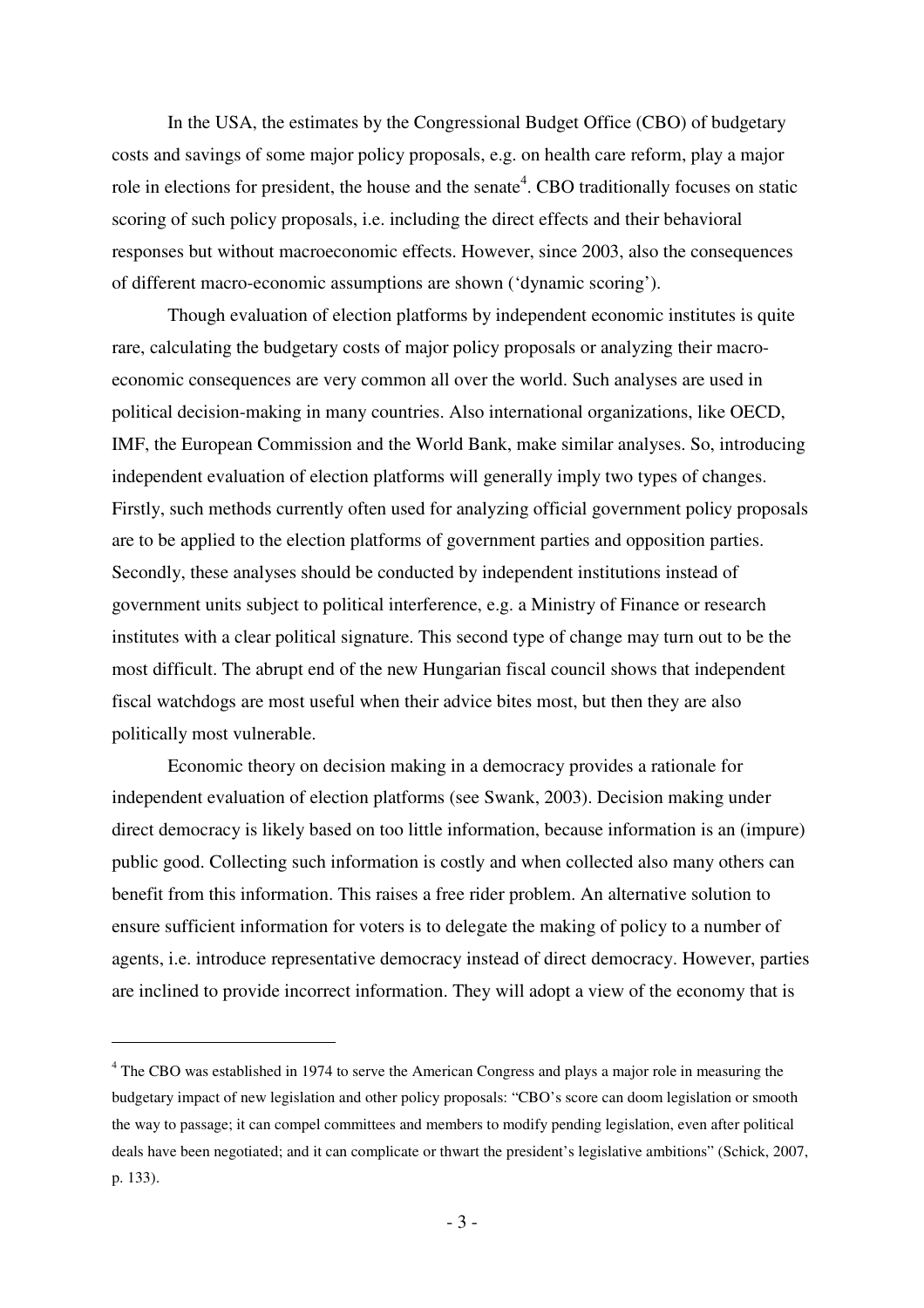In the USA, the estimates by the Congressional Budget Office (CBO) of budgetary costs and savings of some major policy proposals, e.g. on health care reform, play a major role in elections for president, the house and the senate[4]. CBO traditionally focuses on static scoring of such policy proposals, i.e. including the direct effects and their behavioral responses but without macroeconomic effects. However, since 2003, also the consequences of different macro-economic assumptions are shown ('dynamic scoring').

Though evaluation of election platforms by independent economic institutes is quite rare, calculating the budgetary costs of major policy proposals or analyzing their macro-economic consequences are very common all over the world. Such analyses are used in political decision-making in many countries. Also international organizations, like OECD, IMF, the European Commission and the World Bank, make similar analyses. So, introducing independent evaluation of election platforms will generally imply two types of changes. Firstly, such methods currently often used for analyzing official government policy proposals are to be applied to the election platforms of government parties and opposition parties. Secondly, these analyses should be conducted by independent institutions instead of government units subject to political interference, e.g. a Ministry of Finance or research institutes with a clear political signature. This second type of change may turn out to be the most difficult. The abrupt end of the new Hungarian fiscal council shows that independent fiscal watchdogs are most useful when their advice bites most, but then they are also politically most vulnerable.

Economic theory on decision making in a democracy provides a rationale for independent evaluation of election platforms (see Swank, 2003). Decision making under direct democracy is likely based on too little information, because information is an (impure) public good. Collecting such information is costly and when collected also many others can benefit from this information. This raises a free rider problem. An alternative solution to ensure sufficient information for voters is to delegate the making of policy to a number of agents, i.e. introduce representative democracy instead of direct democracy. However, parties are inclined to provide incorrect information. They will adopt a view of the economy that is

[4] The CBO was established in 1974 to serve the American Congress and plays a major role in measuring the budgetary impact of new legislation and other policy proposals: "CBO's score can doom legislation or smooth the way to passage; it can compel committees and members to modify pending legislation, even after political deals have been negotiated; and it can complicate or thwart the president's legislative ambitions" (Schick, 2007, p. 133).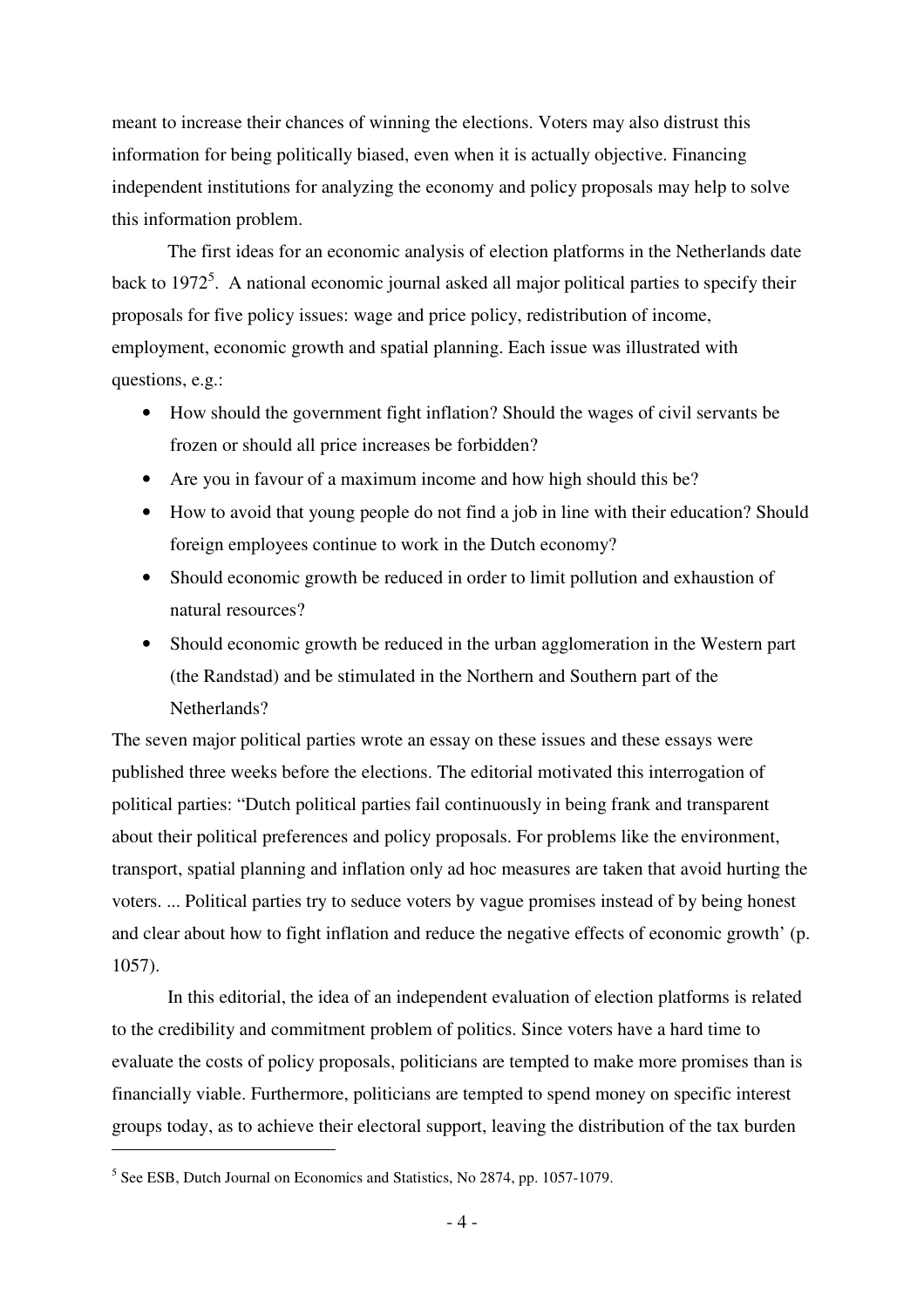meant to increase their chances of winning the elections. Voters may also distrust this information for being politically biased, even when it is actually objective. Financing independent institutions for analyzing the economy and policy proposals may help to solve this information problem.

The first ideas for an economic analysis of election platforms in the Netherlands date back to 1972[5]. A national economic journal asked all major political parties to specify their proposals for five policy issues: wage and price policy, redistribution of income, employment, economic growth and spatial planning. Each issue was illustrated with questions, e.g.:

- How should the government fight inflation? Should the wages of civil servants be frozen or should all price increases be forbidden?
- Are you in favour of a maximum income and how high should this be?
- How to avoid that young people do not find a job in line with their education? Should foreign employees continue to work in the Dutch economy?
- Should economic growth be reduced in order to limit pollution and exhaustion of natural resources?
- Should economic growth be reduced in the urban agglomeration in the Western part (the Randstad) and be stimulated in the Northern and Southern part of the Netherlands?

The seven major political parties wrote an essay on these issues and these essays were published three weeks before the elections. The editorial motivated this interrogation of political parties: "Dutch political parties fail continuously in being frank and transparent about their political preferences and policy proposals. For problems like the environment, transport, spatial planning and inflation only ad hoc measures are taken that avoid hurting the voters. ... Political parties try to seduce voters by vague promises instead of by being honest and clear about how to fight inflation and reduce the negative effects of economic growth' (p. 1057).

In this editorial, the idea of an independent evaluation of election platforms is related to the credibility and commitment problem of politics. Since voters have a hard time to evaluate the costs of policy proposals, politicians are tempted to make more promises than is financially viable. Furthermore, politicians are tempted to spend money on specific interest groups today, as to achieve their electoral support, leaving the distribution of the tax burden

---

[5] See ESB, Dutch Journal on Economics and Statistics, No 2874, pp. 1057-1079.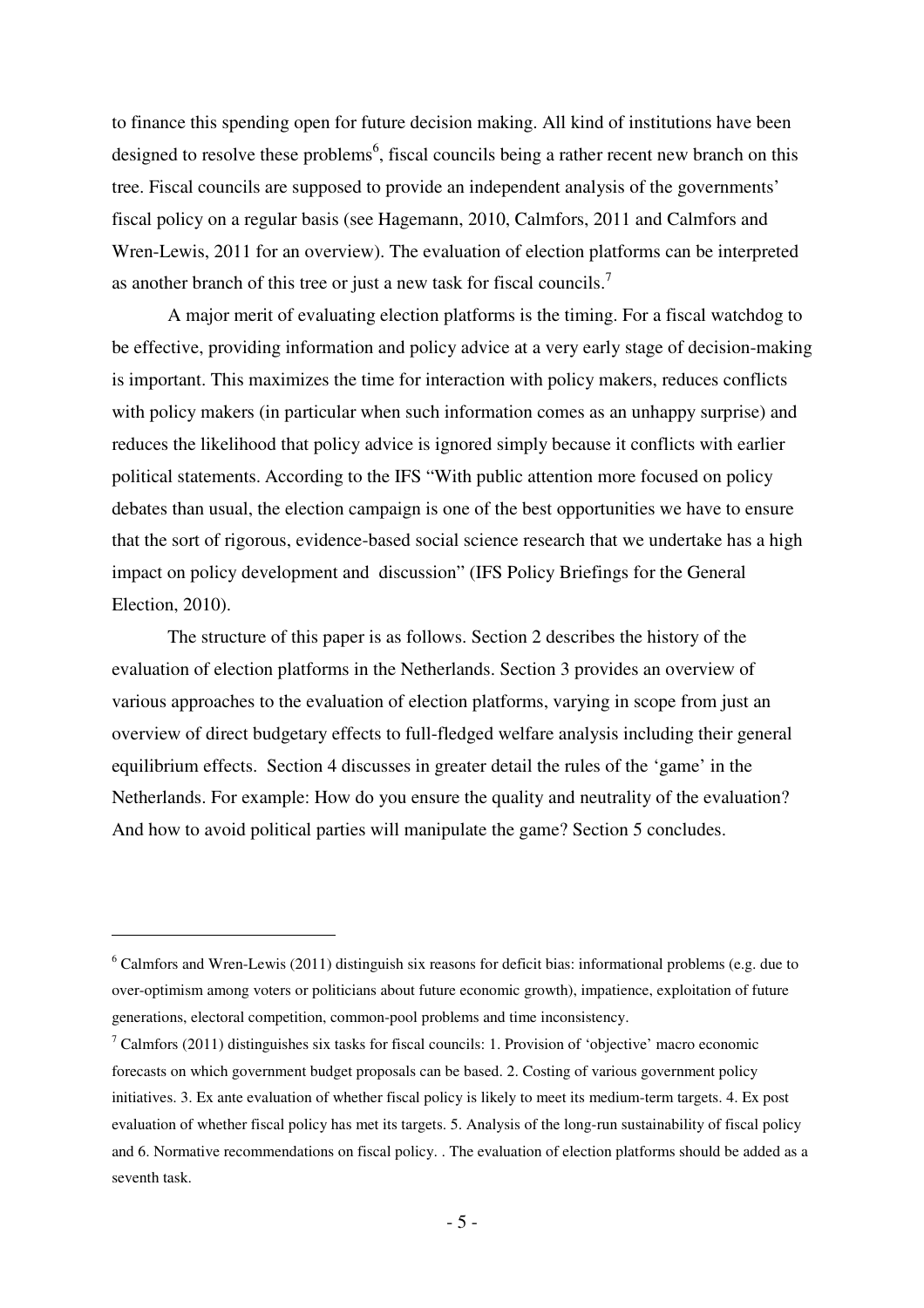to finance this spending open for future decision making. All kind of institutions have been designed to resolve these problems[6], fiscal councils being a rather recent new branch on this tree. Fiscal councils are supposed to provide an independent analysis of the governments' fiscal policy on a regular basis (see Hagemann, 2010, Calmfors, 2011 and Calmfors and Wren-Lewis, 2011 for an overview). The evaluation of election platforms can be interpreted as another branch of this tree or just a new task for fiscal councils.[7]

A major merit of evaluating election platforms is the timing. For a fiscal watchdog to be effective, providing information and policy advice at a very early stage of decision-making is important. This maximizes the time for interaction with policy makers, reduces conflicts with policy makers (in particular when such information comes as an unhappy surprise) and reduces the likelihood that policy advice is ignored simply because it conflicts with earlier political statements. According to the IFS "With public attention more focused on policy debates than usual, the election campaign is one of the best opportunities we have to ensure that the sort of rigorous, evidence-based social science research that we undertake has a high impact on policy development and discussion" (IFS Policy Briefings for the General Election, 2010).

The structure of this paper is as follows. Section 2 describes the history of the evaluation of election platforms in the Netherlands. Section 3 provides an overview of various approaches to the evaluation of election platforms, varying in scope from just an overview of direct budgetary effects to full-fledged welfare analysis including their general equilibrium effects. Section 4 discusses in greater detail the rules of the 'game' in the Netherlands. For example: How do you ensure the quality and neutrality of the evaluation? And how to avoid political parties will manipulate the game? Section 5 concludes.

---

[6] Calmfors and Wren-Lewis (2011) distinguish six reasons for deficit bias: informational problems (e.g. due to over-optimism among voters or politicians about future economic growth), impatience, exploitation of future generations, electoral competition, common-pool problems and time inconsistency.

[7] Calmfors (2011) distinguishes six tasks for fiscal councils: 1. Provision of 'objective' macro economic forecasts on which government budget proposals can be based. 2. Costing of various government policy initiatives. 3. Ex ante evaluation of whether fiscal policy is likely to meet its medium-term targets. 4. Ex post evaluation of whether fiscal policy has met its targets. 5. Analysis of the long-run sustainability of fiscal policy and 6. Normative recommendations on fiscal policy. . The evaluation of election platforms should be added as a seventh task.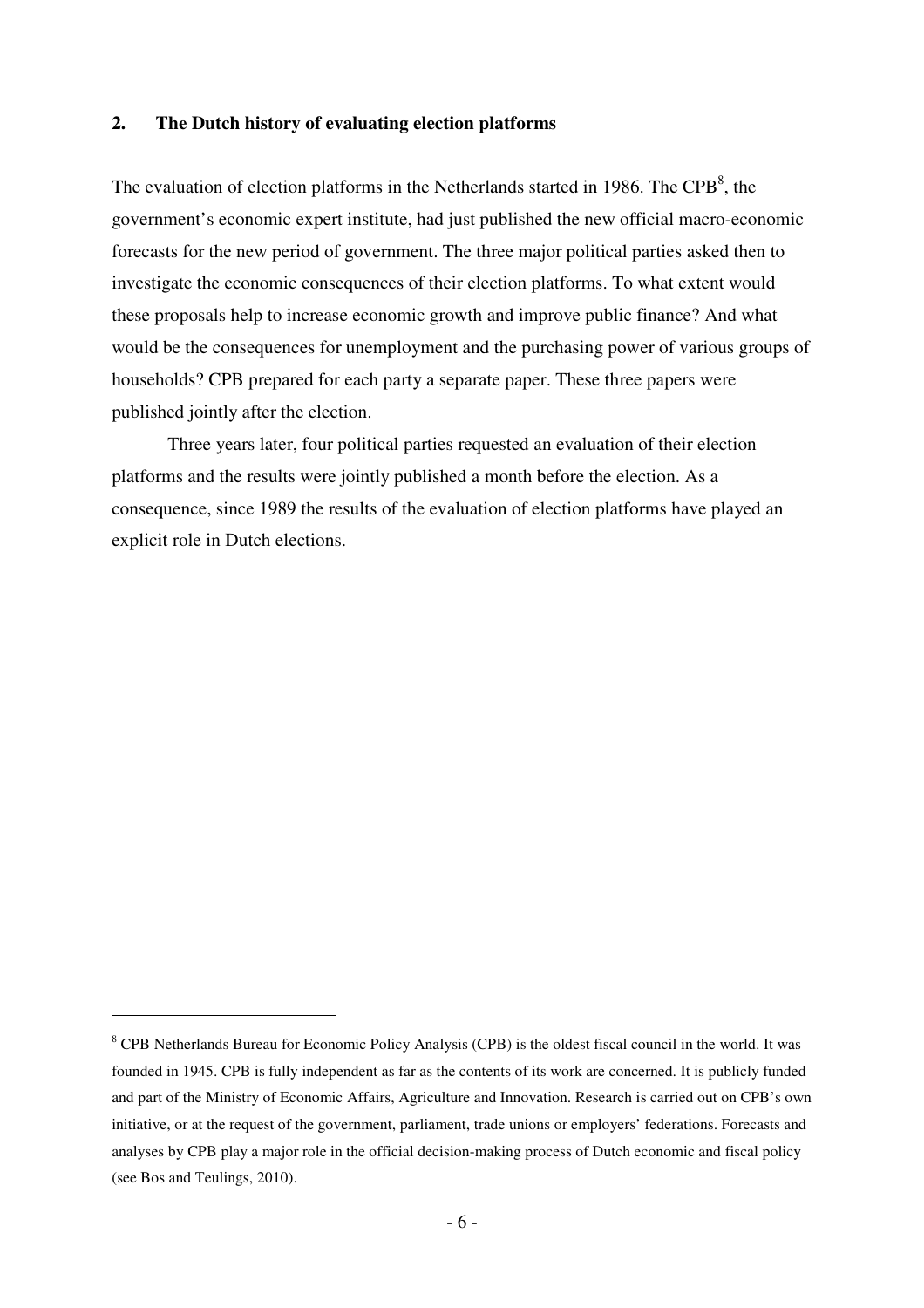## 2. The Dutch history of evaluating election platforms

The evaluation of election platforms in the Netherlands started in 1986. The CPB[8], the government's economic expert institute, had just published the new official macro-economic forecasts for the new period of government. The three major political parties asked then to investigate the economic consequences of their election platforms. To what extent would these proposals help to increase economic growth and improve public finance? And what would be the consequences for unemployment and the purchasing power of various groups of households? CPB prepared for each party a separate paper. These three papers were published jointly after the election.

Three years later, four political parties requested an evaluation of their election platforms and the results were jointly published a month before the election. As a consequence, since 1989 the results of the evaluation of election platforms have played an explicit role in Dutch elections.

[8] CPB Netherlands Bureau for Economic Policy Analysis (CPB) is the oldest fiscal council in the world. It was founded in 1945. CPB is fully independent as far as the contents of its work are concerned. It is publicly funded and part of the Ministry of Economic Affairs, Agriculture and Innovation. Research is carried out on CPB's own initiative, or at the request of the government, parliament, trade unions or employers' federations. Forecasts and analyses by CPB play a major role in the official decision-making process of Dutch economic and fiscal policy (see Bos and Teulings, 2010).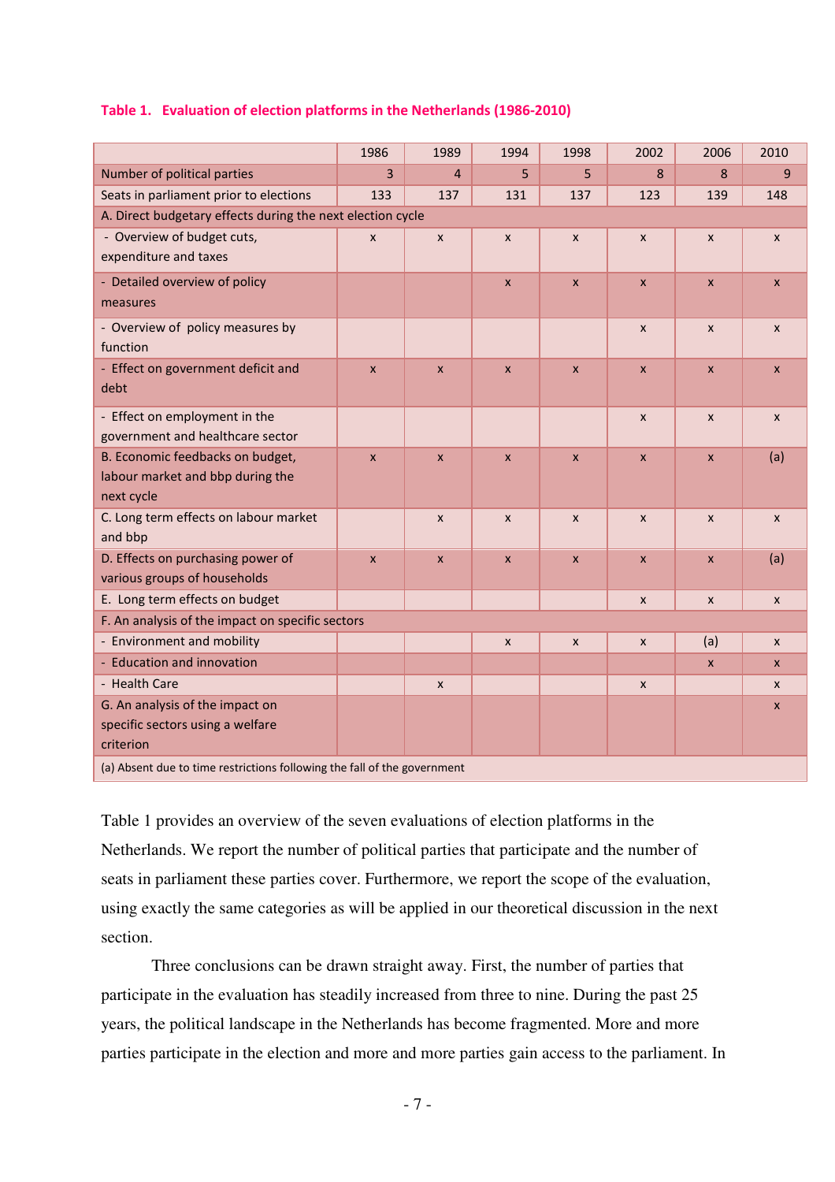**Table 1. Evaluation of election platforms in the Netherlands (1986-2010)**

| | 1986 | 1989 | 1994 | 1998 | 2002 | 2006 | 2010 |
|---|---|---|---|---|---|---|---|
| Number of political parties | 3 | 4 | 5 | 5 | 8 | 8 | 9 |
| Seats in parliament prior to elections | 133 | 137 | 131 | 137 | 123 | 139 | 148 |
| A. Direct budgetary effects during the next election cycle | | | | | | | |
| - Overview of budget cuts, expenditure and taxes | x | x | x | x | x | x | x |
| - Detailed overview of policy measures | | | x | x | x | x | x |
| - Overview of policy measures by function | | | | | x | x | x |
| - Effect on government deficit and debt | x | x | x | x | x | x | x |
| - Effect on employment in the government and healthcare sector | | | | | x | x | x |
| B. Economic feedbacks on budget, labour market and bbp during the next cycle | x | x | x | x | x | x | (a) |
| C. Long term effects on labour market and bbp | | x | x | x | x | x | x |
| D. Effects on purchasing power of various groups of households | x | x | x | x | x | x | (a) |
| E. Long term effects on budget | | | | | x | x | x |
| F. An analysis of the impact on specific sectors | | | | | | | |
| - Environment and mobility | | | x | x | x | (a) | x |
| - Education and innovation | | | | | | x | x |
| - Health Care | | x | | | x | | x |
| G. An analysis of the impact on specific sectors using a welfare criterion | | | | | | | x |
| (a) Absent due to time restrictions following the fall of the government | | | | | | | |

Table 1 provides an overview of the seven evaluations of election platforms in the Netherlands. We report the number of political parties that participate and the number of seats in parliament these parties cover. Furthermore, we report the scope of the evaluation, using exactly the same categories as will be applied in our theoretical discussion in the next section.

Three conclusions can be drawn straight away. First, the number of parties that participate in the evaluation has steadily increased from three to nine. During the past 25 years, the political landscape in the Netherlands has become fragmented. More and more parties participate in the election and more and more parties gain access to the parliament. In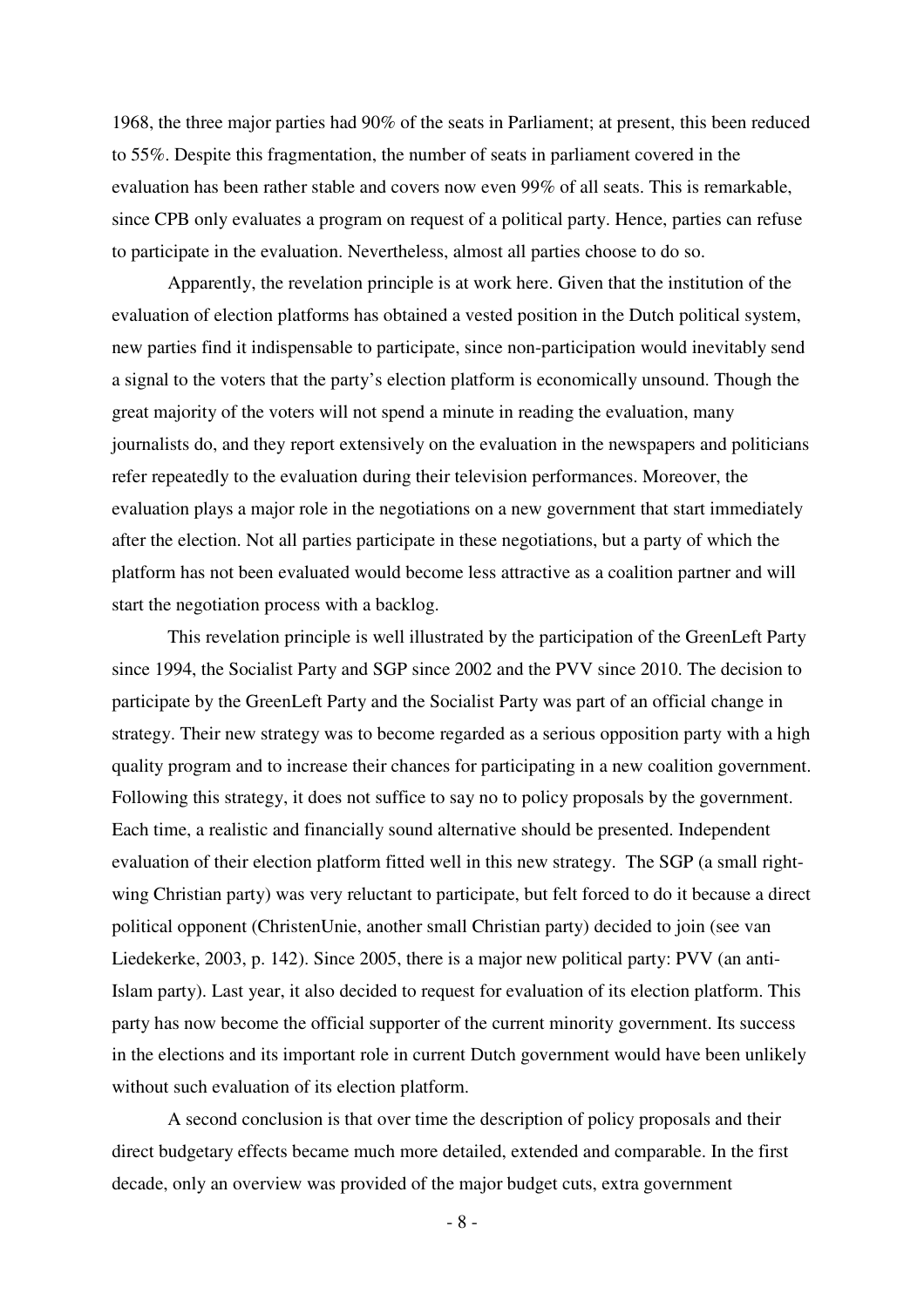1968, the three major parties had 90% of the seats in Parliament; at present, this been reduced to 55%. Despite this fragmentation, the number of seats in parliament covered in the evaluation has been rather stable and covers now even 99% of all seats. This is remarkable, since CPB only evaluates a program on request of a political party. Hence, parties can refuse to participate in the evaluation. Nevertheless, almost all parties choose to do so.

Apparently, the revelation principle is at work here. Given that the institution of the evaluation of election platforms has obtained a vested position in the Dutch political system, new parties find it indispensable to participate, since non-participation would inevitably send a signal to the voters that the party's election platform is economically unsound. Though the great majority of the voters will not spend a minute in reading the evaluation, many journalists do, and they report extensively on the evaluation in the newspapers and politicians refer repeatedly to the evaluation during their television performances. Moreover, the evaluation plays a major role in the negotiations on a new government that start immediately after the election. Not all parties participate in these negotiations, but a party of which the platform has not been evaluated would become less attractive as a coalition partner and will start the negotiation process with a backlog.

This revelation principle is well illustrated by the participation of the GreenLeft Party since 1994, the Socialist Party and SGP since 2002 and the PVV since 2010. The decision to participate by the GreenLeft Party and the Socialist Party was part of an official change in strategy. Their new strategy was to become regarded as a serious opposition party with a high quality program and to increase their chances for participating in a new coalition government. Following this strategy, it does not suffice to say no to policy proposals by the government. Each time, a realistic and financially sound alternative should be presented. Independent evaluation of their election platform fitted well in this new strategy. The SGP (a small right-wing Christian party) was very reluctant to participate, but felt forced to do it because a direct political opponent (ChristenUnie, another small Christian party) decided to join (see van Liedekerke, 2003, p. 142). Since 2005, there is a major new political party: PVV (an anti-Islam party). Last year, it also decided to request for evaluation of its election platform. This party has now become the official supporter of the current minority government. Its success in the elections and its important role in current Dutch government would have been unlikely without such evaluation of its election platform.

A second conclusion is that over time the description of policy proposals and their direct budgetary effects became much more detailed, extended and comparable. In the first decade, only an overview was provided of the major budget cuts, extra government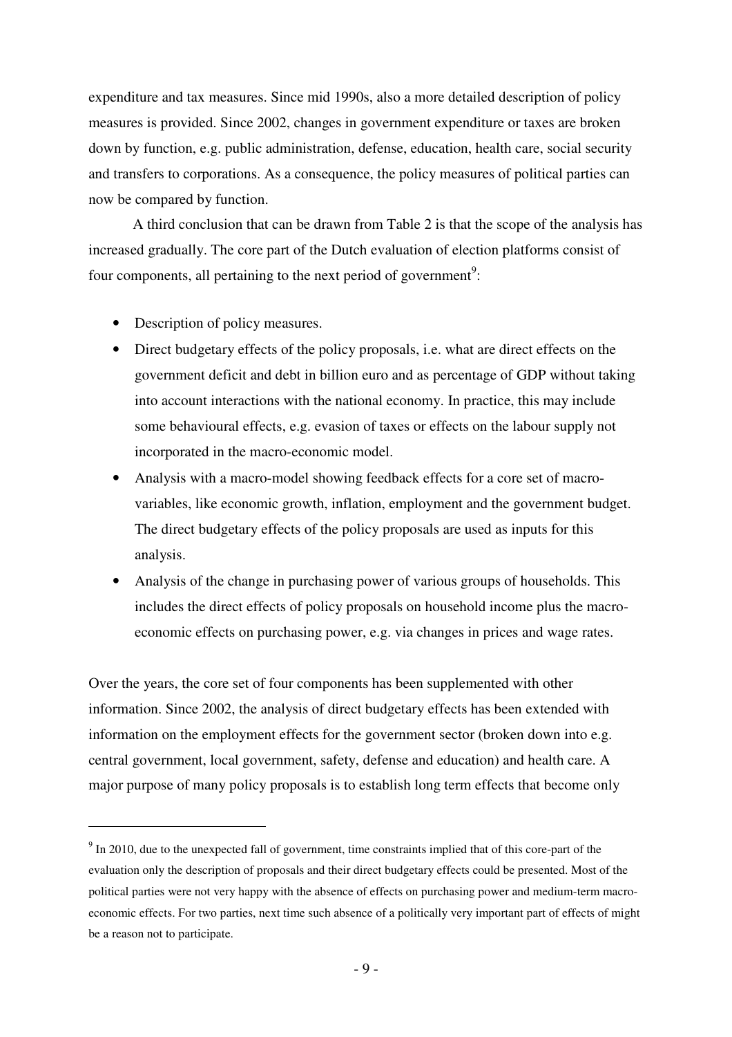expenditure and tax measures. Since mid 1990s, also a more detailed description of policy measures is provided. Since 2002, changes in government expenditure or taxes are broken down by function, e.g. public administration, defense, education, health care, social security and transfers to corporations. As a consequence, the policy measures of political parties can now be compared by function.

A third conclusion that can be drawn from Table 2 is that the scope of the analysis has increased gradually. The core part of the Dutch evaluation of election platforms consist of four components, all pertaining to the next period of government[9]:

- Description of policy measures.
- Direct budgetary effects of the policy proposals, i.e. what are direct effects on the government deficit and debt in billion euro and as percentage of GDP without taking into account interactions with the national economy. In practice, this may include some behavioural effects, e.g. evasion of taxes or effects on the labour supply not incorporated in the macro-economic model.
- Analysis with a macro-model showing feedback effects for a core set of macro-variables, like economic growth, inflation, employment and the government budget. The direct budgetary effects of the policy proposals are used as inputs for this analysis.
- Analysis of the change in purchasing power of various groups of households. This includes the direct effects of policy proposals on household income plus the macro-economic effects on purchasing power, e.g. via changes in prices and wage rates.

Over the years, the core set of four components has been supplemented with other information. Since 2002, the analysis of direct budgetary effects has been extended with information on the employment effects for the government sector (broken down into e.g. central government, local government, safety, defense and education) and health care. A major purpose of many policy proposals is to establish long term effects that become only

[9] In 2010, due to the unexpected fall of government, time constraints implied that of this core-part of the evaluation only the description of proposals and their direct budgetary effects could be presented. Most of the political parties were not very happy with the absence of effects on purchasing power and medium-term macro-economic effects. For two parties, next time such absence of a politically very important part of effects of might be a reason not to participate.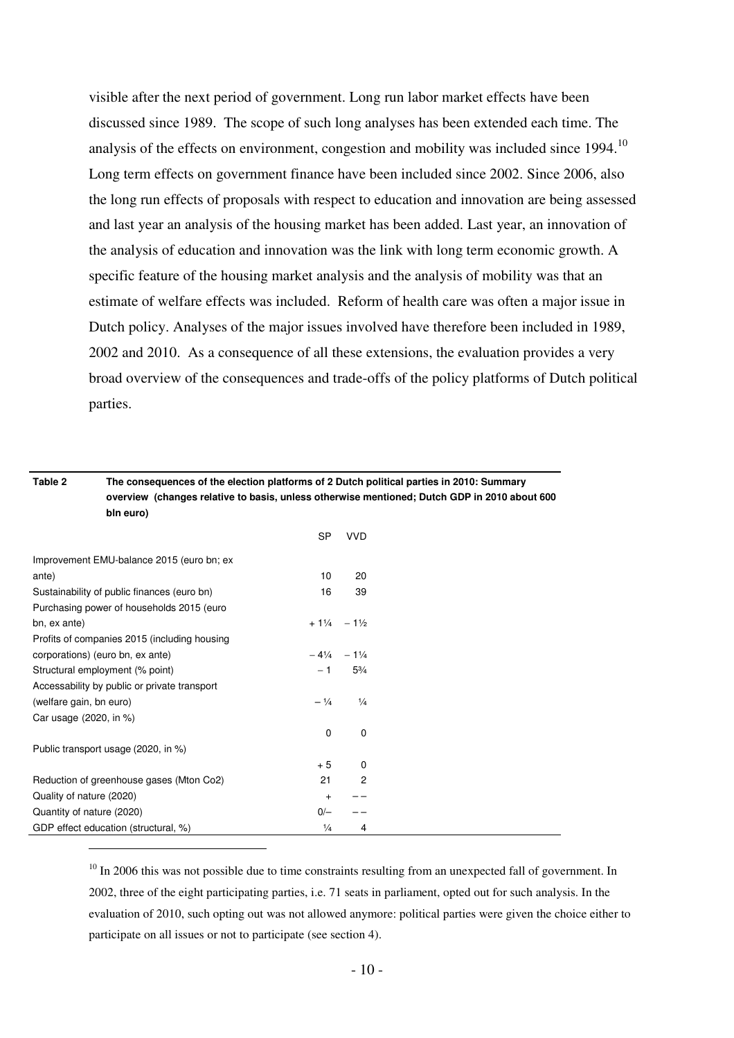visible after the next period of government. Long run labor market effects have been discussed since 1989. The scope of such long analyses has been extended each time. The analysis of the effects on environment, congestion and mobility was included since 1994.[10] Long term effects on government finance have been included since 2002. Since 2006, also the long run effects of proposals with respect to education and innovation are being assessed and last year an analysis of the housing market has been added. Last year, an innovation of the analysis of education and innovation was the link with long term economic growth. A specific feature of the housing market analysis and the analysis of mobility was that an estimate of welfare effects was included. Reform of health care was often a major issue in Dutch policy. Analyses of the major issues involved have therefore been included in 1989, 2002 and 2010. As a consequence of all these extensions, the evaluation provides a very broad overview of the consequences and trade-offs of the policy platforms of Dutch political parties.

**Table 2 The consequences of the election platforms of 2 Dutch political parties in 2010: Summary overview (changes relative to basis, unless otherwise mentioned; Dutch GDP in 2010 about 600 bln euro)**

| | SP | VVD |
|---|---|---|
| Improvement EMU-balance 2015 (euro bn; ex ante) | 10 | 20 |
| Sustainability of public finances (euro bn) | 16 | 39 |
| Purchasing power of households 2015 (euro bn, ex ante) | + 1¼ | − 1½ |
| Profits of companies 2015 (including housing corporations) (euro bn, ex ante) | − 4¼ | − 1¼ |
| Structural employment (% point) | − 1 | 5¾ |
| Accessability by public or private transport (welfare gain, bn euro) | − ¼ | ¼ |
| Car usage (2020, in %) | 0 | 0 |
| Public transport usage (2020, in %) | + 5 | 0 |
| Reduction of greenhouse gases (Mton Co2) | 21 | 2 |
| Quality of nature (2020) | + | − − |
| Quantity of nature (2020) | 0/− | − − |
| GDP effect education (structural, %) | ¼ | 4 |

[10] In 2006 this was not possible due to time constraints resulting from an unexpected fall of government. In 2002, three of the eight participating parties, i.e. 71 seats in parliament, opted out for such analysis. In the evaluation of 2010, such opting out was not allowed anymore: political parties were given the choice either to participate on all issues or not to participate (see section 4).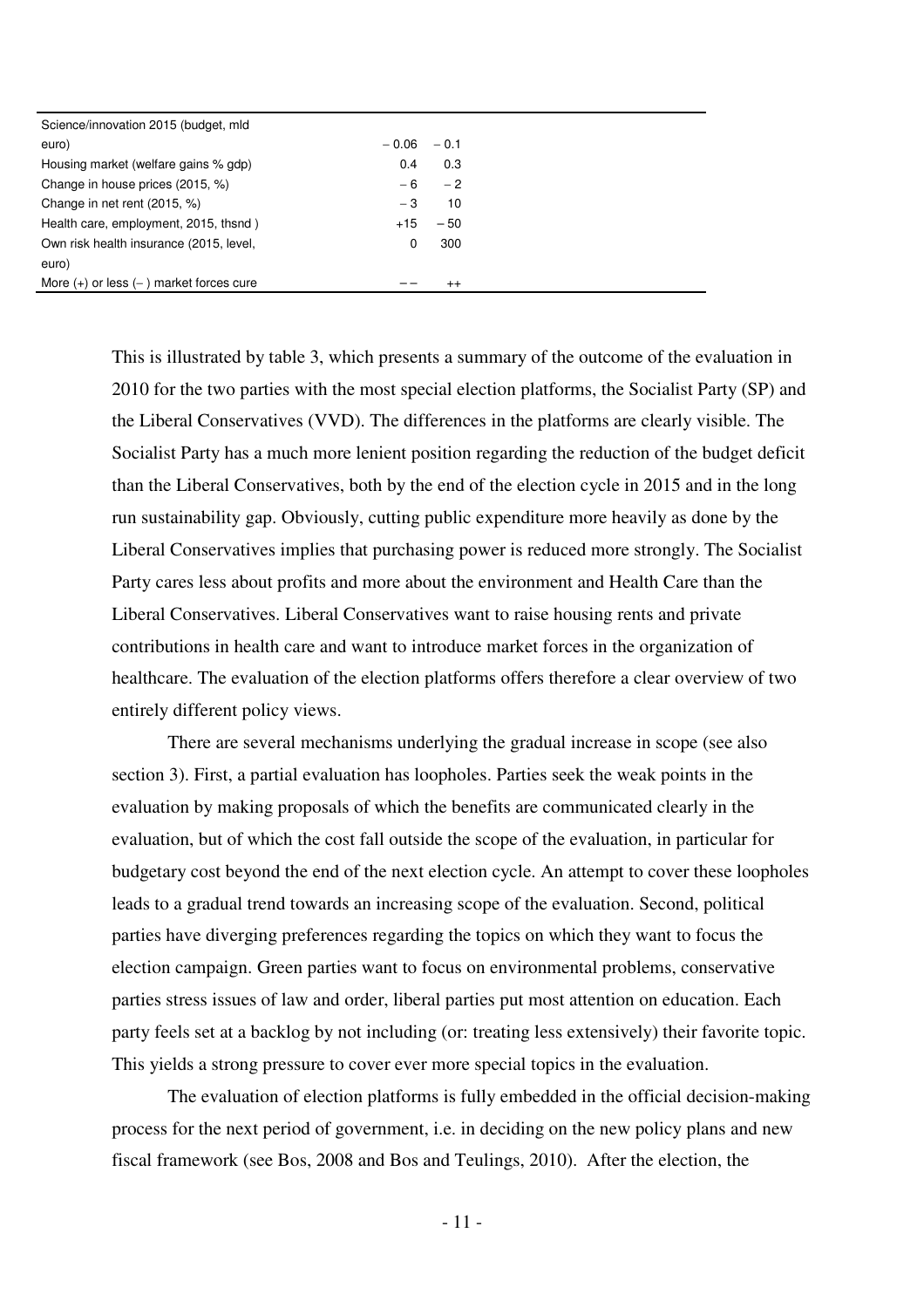| | | |
|---|---|---|
| Science/innovation 2015 (budget, mld euro) | − 0.06 | − 0.1 |
| Housing market (welfare gains % gdp) | 0.4 | 0.3 |
| Change in house prices (2015, %) | − 6 | − 2 |
| Change in net rent (2015, %) | − 3 | 10 |
| Health care, employment, 2015, thsnd ) | +15 | − 50 |
| Own risk health insurance (2015, level, euro) | 0 | 300 |
| More (+) or less (− ) market forces cure | − − | ++ |

This is illustrated by table 3, which presents a summary of the outcome of the evaluation in 2010 for the two parties with the most special election platforms, the Socialist Party (SP) and the Liberal Conservatives (VVD). The differences in the platforms are clearly visible. The Socialist Party has a much more lenient position regarding the reduction of the budget deficit than the Liberal Conservatives, both by the end of the election cycle in 2015 and in the long run sustainability gap. Obviously, cutting public expenditure more heavily as done by the Liberal Conservatives implies that purchasing power is reduced more strongly. The Socialist Party cares less about profits and more about the environment and Health Care than the Liberal Conservatives. Liberal Conservatives want to raise housing rents and private contributions in health care and want to introduce market forces in the organization of healthcare. The evaluation of the election platforms offers therefore a clear overview of two entirely different policy views.

There are several mechanisms underlying the gradual increase in scope (see also section 3). First, a partial evaluation has loopholes. Parties seek the weak points in the evaluation by making proposals of which the benefits are communicated clearly in the evaluation, but of which the cost fall outside the scope of the evaluation, in particular for budgetary cost beyond the end of the next election cycle. An attempt to cover these loopholes leads to a gradual trend towards an increasing scope of the evaluation. Second, political parties have diverging preferences regarding the topics on which they want to focus the election campaign. Green parties want to focus on environmental problems, conservative parties stress issues of law and order, liberal parties put most attention on education. Each party feels set at a backlog by not including (or: treating less extensively) their favorite topic. This yields a strong pressure to cover ever more special topics in the evaluation.

The evaluation of election platforms is fully embedded in the official decision-making process for the next period of government, i.e. in deciding on the new policy plans and new fiscal framework (see Bos, 2008 and Bos and Teulings, 2010). After the election, the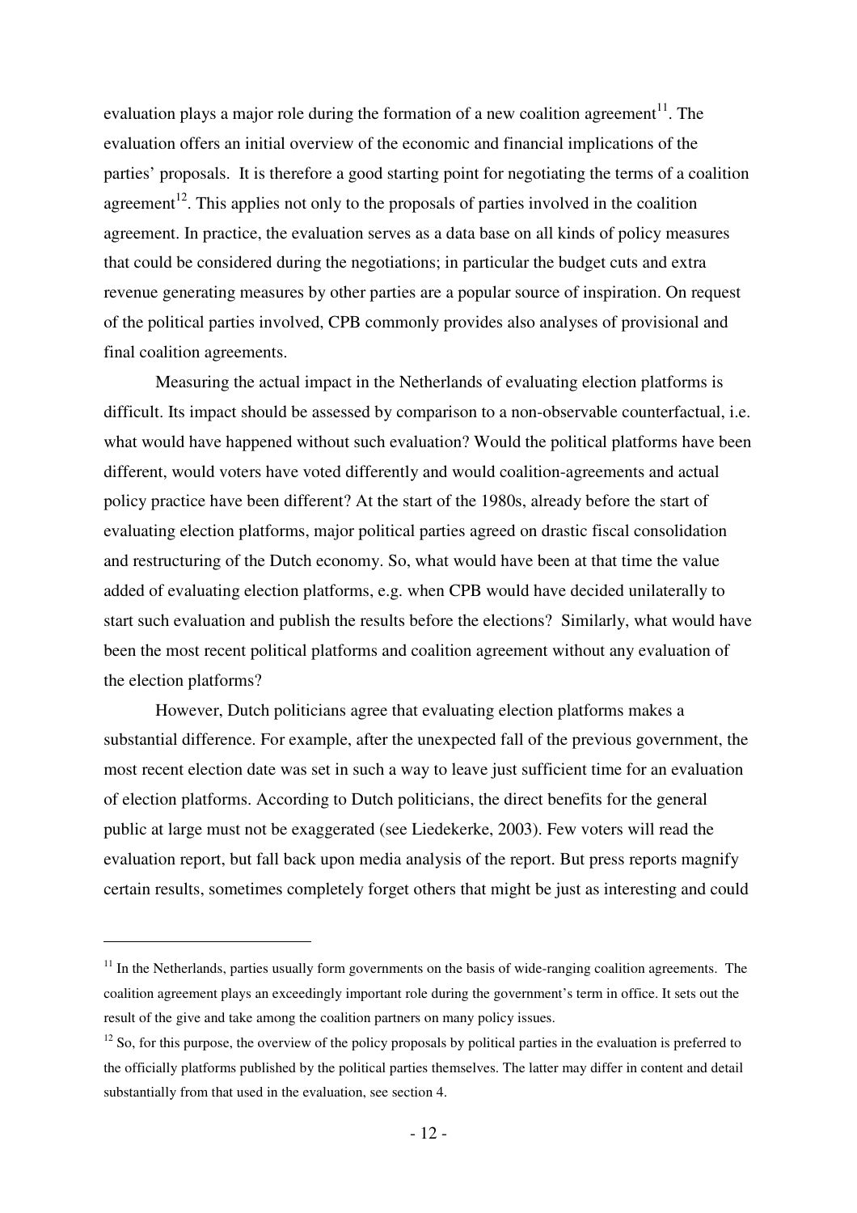evaluation plays a major role during the formation of a new coalition agreement[11]. The evaluation offers an initial overview of the economic and financial implications of the parties' proposals. It is therefore a good starting point for negotiating the terms of a coalition agreement[12]. This applies not only to the proposals of parties involved in the coalition agreement. In practice, the evaluation serves as a data base on all kinds of policy measures that could be considered during the negotiations; in particular the budget cuts and extra revenue generating measures by other parties are a popular source of inspiration. On request of the political parties involved, CPB commonly provides also analyses of provisional and final coalition agreements.

Measuring the actual impact in the Netherlands of evaluating election platforms is difficult. Its impact should be assessed by comparison to a non-observable counterfactual, i.e. what would have happened without such evaluation? Would the political platforms have been different, would voters have voted differently and would coalition-agreements and actual policy practice have been different? At the start of the 1980s, already before the start of evaluating election platforms, major political parties agreed on drastic fiscal consolidation and restructuring of the Dutch economy. So, what would have been at that time the value added of evaluating election platforms, e.g. when CPB would have decided unilaterally to start such evaluation and publish the results before the elections? Similarly, what would have been the most recent political platforms and coalition agreement without any evaluation of the election platforms?

However, Dutch politicians agree that evaluating election platforms makes a substantial difference. For example, after the unexpected fall of the previous government, the most recent election date was set in such a way to leave just sufficient time for an evaluation of election platforms. According to Dutch politicians, the direct benefits for the general public at large must not be exaggerated (see Liedekerke, 2003). Few voters will read the evaluation report, but fall back upon media analysis of the report. But press reports magnify certain results, sometimes completely forget others that might be just as interesting and could

---

[11] In the Netherlands, parties usually form governments on the basis of wide-ranging coalition agreements. The coalition agreement plays an exceedingly important role during the government's term in office. It sets out the result of the give and take among the coalition partners on many policy issues.

[12] So, for this purpose, the overview of the policy proposals by political parties in the evaluation is preferred to the officially platforms published by the political parties themselves. The latter may differ in content and detail substantially from that used in the evaluation, see section 4.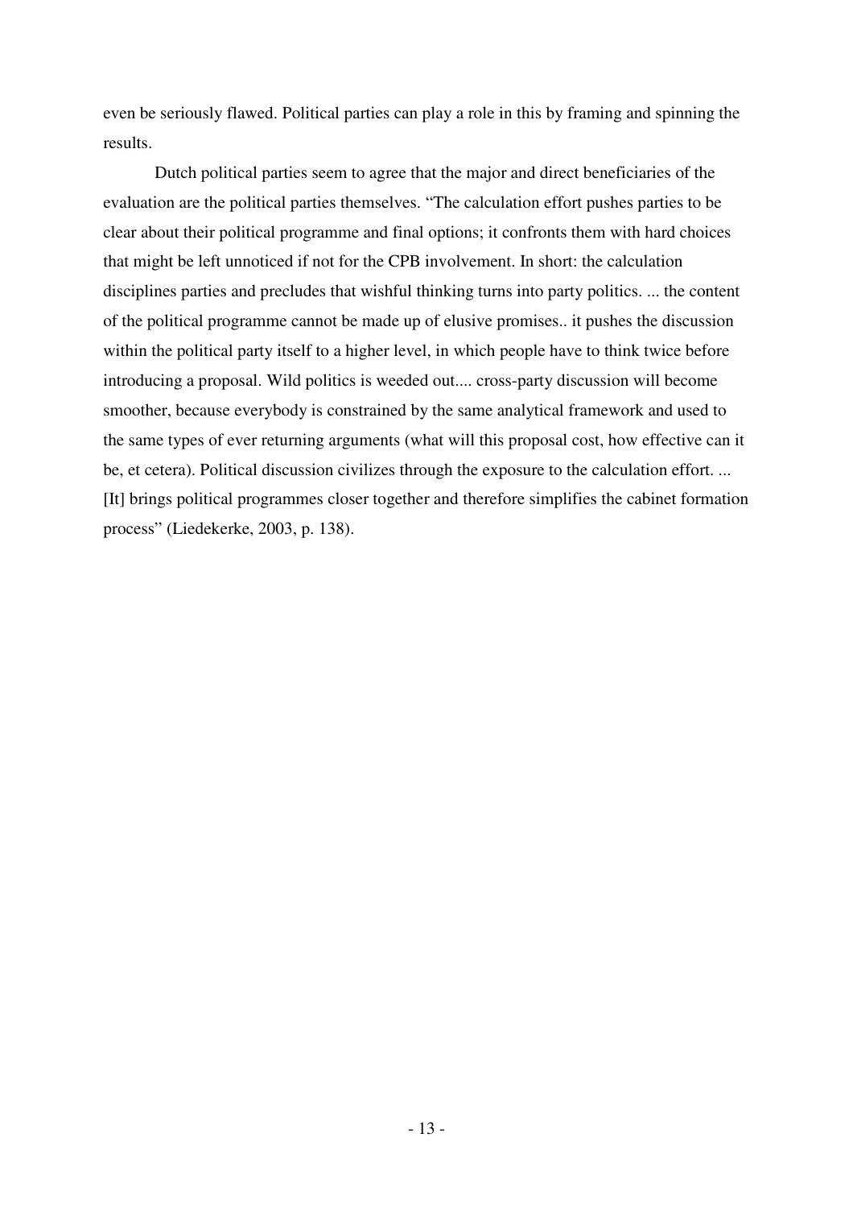even be seriously flawed. Political parties can play a role in this by framing and spinning the results.

Dutch political parties seem to agree that the major and direct beneficiaries of the evaluation are the political parties themselves. "The calculation effort pushes parties to be clear about their political programme and final options; it confronts them with hard choices that might be left unnoticed if not for the CPB involvement. In short: the calculation disciplines parties and precludes that wishful thinking turns into party politics. ... the content of the political programme cannot be made up of elusive promises.. it pushes the discussion within the political party itself to a higher level, in which people have to think twice before introducing a proposal. Wild politics is weeded out.... cross-party discussion will become smoother, because everybody is constrained by the same analytical framework and used to the same types of ever returning arguments (what will this proposal cost, how effective can it be, et cetera). Political discussion civilizes through the exposure to the calculation effort. ... [It] brings political programmes closer together and therefore simplifies the cabinet formation process" (Liedekerke, 2003, p. 138).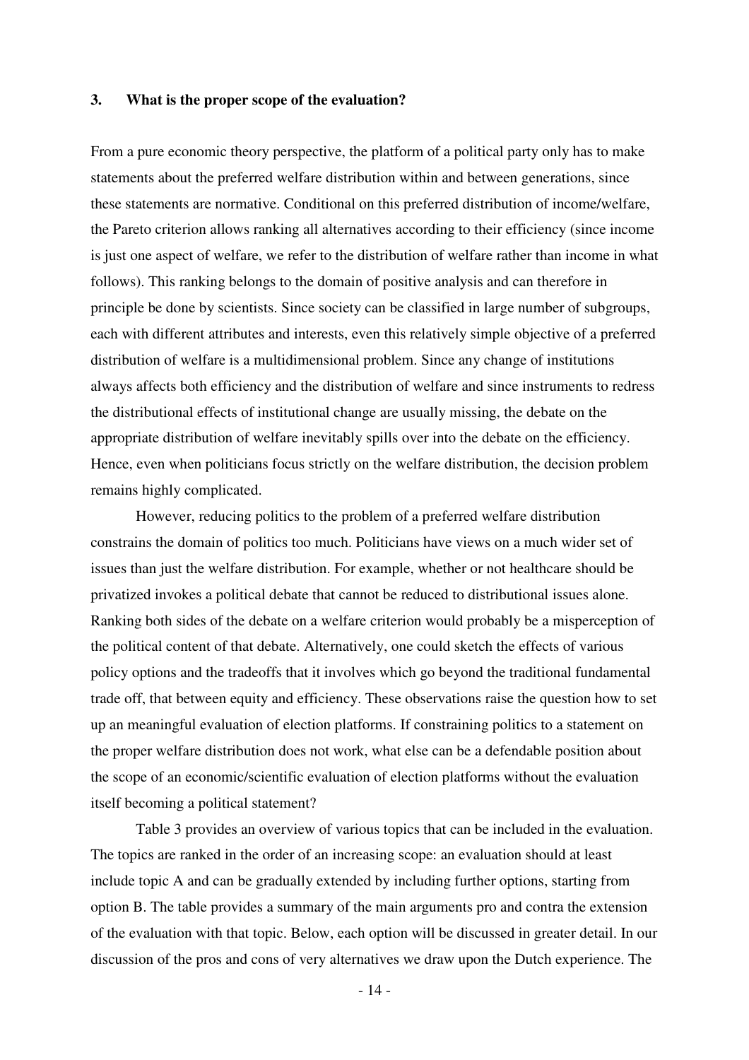### 3. What is the proper scope of the evaluation?

From a pure economic theory perspective, the platform of a political party only has to make statements about the preferred welfare distribution within and between generations, since these statements are normative. Conditional on this preferred distribution of income/welfare, the Pareto criterion allows ranking all alternatives according to their efficiency (since income is just one aspect of welfare, we refer to the distribution of welfare rather than income in what follows). This ranking belongs to the domain of positive analysis and can therefore in principle be done by scientists. Since society can be classified in large number of subgroups, each with different attributes and interests, even this relatively simple objective of a preferred distribution of welfare is a multidimensional problem. Since any change of institutions always affects both efficiency and the distribution of welfare and since instruments to redress the distributional effects of institutional change are usually missing, the debate on the appropriate distribution of welfare inevitably spills over into the debate on the efficiency. Hence, even when politicians focus strictly on the welfare distribution, the decision problem remains highly complicated.

However, reducing politics to the problem of a preferred welfare distribution constrains the domain of politics too much. Politicians have views on a much wider set of issues than just the welfare distribution. For example, whether or not healthcare should be privatized invokes a political debate that cannot be reduced to distributional issues alone. Ranking both sides of the debate on a welfare criterion would probably be a misperception of the political content of that debate. Alternatively, one could sketch the effects of various policy options and the tradeoffs that it involves which go beyond the traditional fundamental trade off, that between equity and efficiency. These observations raise the question how to set up an meaningful evaluation of election platforms. If constraining politics to a statement on the proper welfare distribution does not work, what else can be a defendable position about the scope of an economic/scientific evaluation of election platforms without the evaluation itself becoming a political statement?

Table 3 provides an overview of various topics that can be included in the evaluation. The topics are ranked in the order of an increasing scope: an evaluation should at least include topic A and can be gradually extended by including further options, starting from option B. The table provides a summary of the main arguments pro and contra the extension of the evaluation with that topic. Below, each option will be discussed in greater detail. In our discussion of the pros and cons of very alternatives we draw upon the Dutch experience. The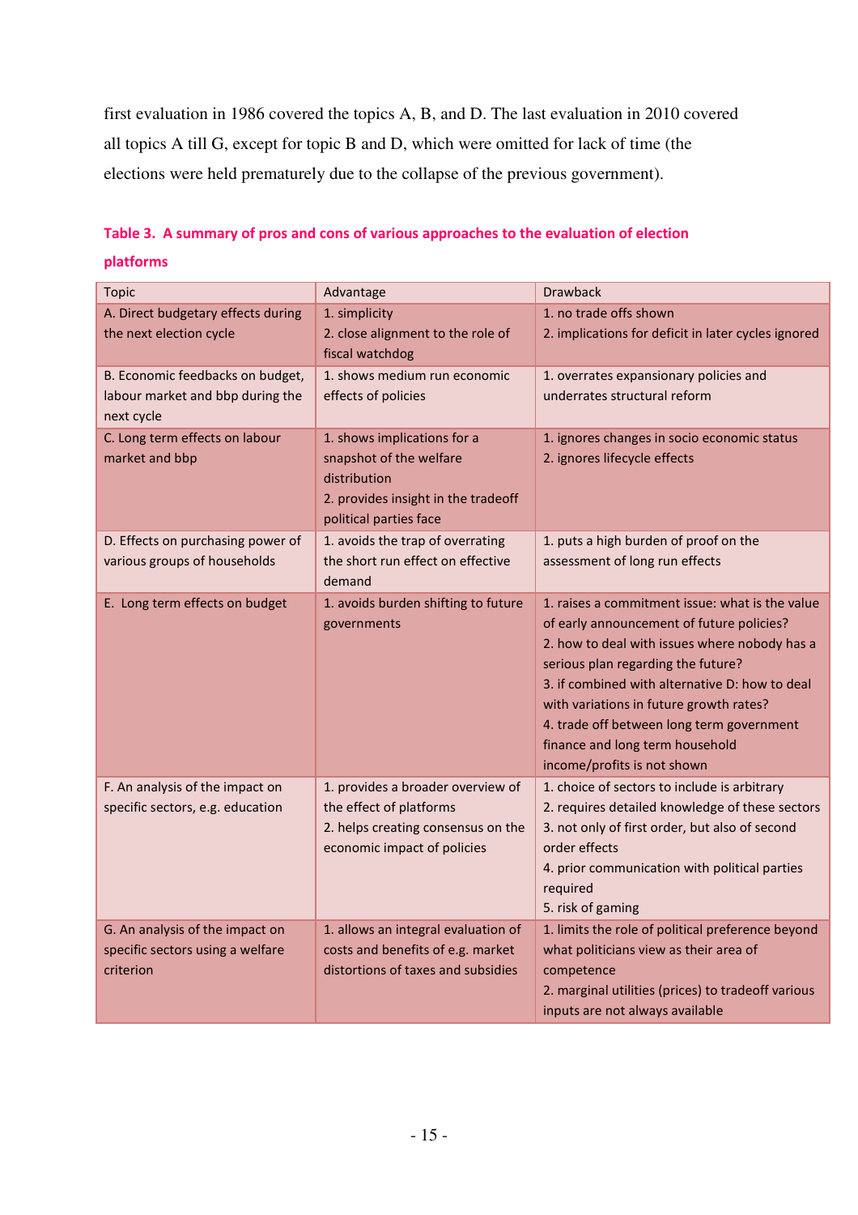first evaluation in 1986 covered the topics A, B, and D. The last evaluation in 2010 covered all topics A till G, except for topic B and D, which were omitted for lack of time (the elections were held prematurely due to the collapse of the previous government).

**Table 3. A summary of pros and cons of various approaches to the evaluation of election platforms**

| Topic | Advantage | Drawback |
|---|---|---|
| A. Direct budgetary effects during the next election cycle | 1. simplicity<br>2. close alignment to the role of fiscal watchdog | 1. no trade offs shown<br>2. implications for deficit in later cycles ignored |
| B. Economic feedbacks on budget, labour market and bbp during the next cycle | 1. shows medium run economic effects of policies | 1. overrates expansionary policies and underrates structural reform |
| C. Long term effects on labour market and bbp | 1. shows implications for a snapshot of the welfare distribution<br>2. provides insight in the tradeoff political parties face | 1. ignores changes in socio economic status<br>2. ignores lifecycle effects |
| D. Effects on purchasing power of various groups of households | 1. avoids the trap of overrating the short run effect on effective demand | 1. puts a high burden of proof on the assessment of long run effects |
| E. Long term effects on budget | 1. avoids burden shifting to future governments | 1. raises a commitment issue: what is the value of early announcement of future policies?<br>2. how to deal with issues where nobody has a serious plan regarding the future?<br>3. if combined with alternative D: how to deal with variations in future growth rates?<br>4. trade off between long term government finance and long term household income/profits is not shown |
| F. An analysis of the impact on specific sectors, e.g. education | 1. provides a broader overview of the effect of platforms<br>2. helps creating consensus on the economic impact of policies | 1. choice of sectors to include is arbitrary<br>2. requires detailed knowledge of these sectors<br>3. not only of first order, but also of second order effects<br>4. prior communication with political parties required<br>5. risk of gaming |
| G. An analysis of the impact on specific sectors using a welfare criterion | 1. allows an integral evaluation of costs and benefits of e.g. market distortions of taxes and subsidies | 1. limits the role of political preference beyond what politicians view as their area of competence<br>2. marginal utilities (prices) to tradeoff various inputs are not always available |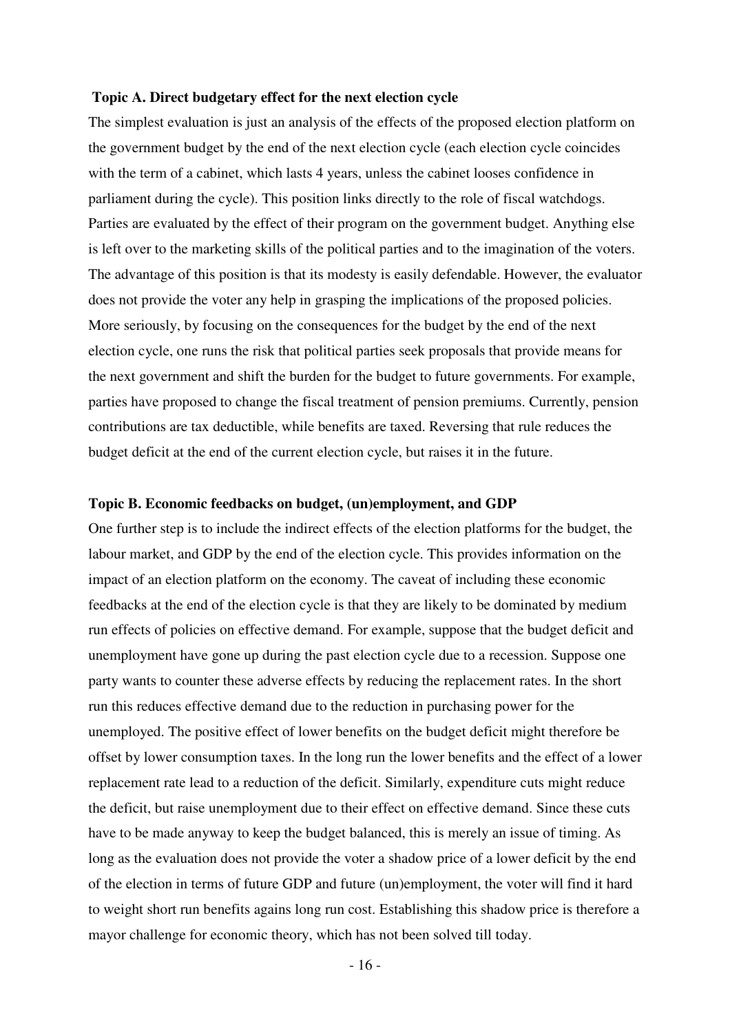**Topic A. Direct budgetary effect for the next election cycle**

The simplest evaluation is just an analysis of the effects of the proposed election platform on the government budget by the end of the next election cycle (each election cycle coincides with the term of a cabinet, which lasts 4 years, unless the cabinet looses confidence in parliament during the cycle). This position links directly to the role of fiscal watchdogs. Parties are evaluated by the effect of their program on the government budget. Anything else is left over to the marketing skills of the political parties and to the imagination of the voters. The advantage of this position is that its modesty is easily defendable. However, the evaluator does not provide the voter any help in grasping the implications of the proposed policies. More seriously, by focusing on the consequences for the budget by the end of the next election cycle, one runs the risk that political parties seek proposals that provide means for the next government and shift the burden for the budget to future governments. For example, parties have proposed to change the fiscal treatment of pension premiums. Currently, pension contributions are tax deductible, while benefits are taxed. Reversing that rule reduces the budget deficit at the end of the current election cycle, but raises it in the future.

**Topic B. Economic feedbacks on budget, (un)employment, and GDP**

One further step is to include the indirect effects of the election platforms for the budget, the labour market, and GDP by the end of the election cycle. This provides information on the impact of an election platform on the economy. The caveat of including these economic feedbacks at the end of the election cycle is that they are likely to be dominated by medium run effects of policies on effective demand. For example, suppose that the budget deficit and unemployment have gone up during the past election cycle due to a recession. Suppose one party wants to counter these adverse effects by reducing the replacement rates. In the short run this reduces effective demand due to the reduction in purchasing power for the unemployed. The positive effect of lower benefits on the budget deficit might therefore be offset by lower consumption taxes. In the long run the lower benefits and the effect of a lower replacement rate lead to a reduction of the deficit. Similarly, expenditure cuts might reduce the deficit, but raise unemployment due to their effect on effective demand. Since these cuts have to be made anyway to keep the budget balanced, this is merely an issue of timing. As long as the evaluation does not provide the voter a shadow price of a lower deficit by the end of the election in terms of future GDP and future (un)employment, the voter will find it hard to weight short run benefits agains long run cost. Establishing this shadow price is therefore a mayor challenge for economic theory, which has not been solved till today.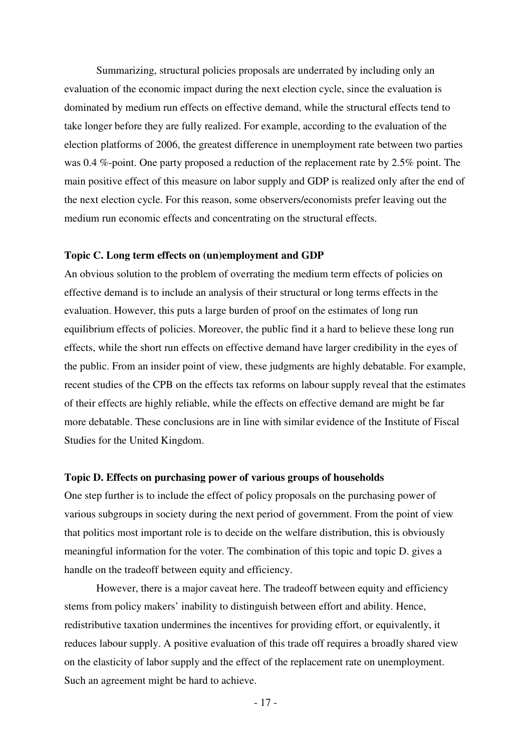Summarizing, structural policies proposals are underrated by including only an evaluation of the economic impact during the next election cycle, since the evaluation is dominated by medium run effects on effective demand, while the structural effects tend to take longer before they are fully realized. For example, according to the evaluation of the election platforms of 2006, the greatest difference in unemployment rate between two parties was 0.4 %-point. One party proposed a reduction of the replacement rate by 2.5% point. The main positive effect of this measure on labor supply and GDP is realized only after the end of the next election cycle. For this reason, some observers/economists prefer leaving out the medium run economic effects and concentrating on the structural effects.

**Topic C. Long term effects on (un)employment and GDP**

An obvious solution to the problem of overrating the medium term effects of policies on effective demand is to include an analysis of their structural or long terms effects in the evaluation. However, this puts a large burden of proof on the estimates of long run equilibrium effects of policies. Moreover, the public find it a hard to believe these long run effects, while the short run effects on effective demand have larger credibility in the eyes of the public. From an insider point of view, these judgments are highly debatable. For example, recent studies of the CPB on the effects tax reforms on labour supply reveal that the estimates of their effects are highly reliable, while the effects on effective demand are might be far more debatable. These conclusions are in line with similar evidence of the Institute of Fiscal Studies for the United Kingdom.

**Topic D. Effects on purchasing power of various groups of households**

One step further is to include the effect of policy proposals on the purchasing power of various subgroups in society during the next period of government. From the point of view that politics most important role is to decide on the welfare distribution, this is obviously meaningful information for the voter. The combination of this topic and topic D. gives a handle on the tradeoff between equity and efficiency.

However, there is a major caveat here. The tradeoff between equity and efficiency stems from policy makers' inability to distinguish between effort and ability. Hence, redistributive taxation undermines the incentives for providing effort, or equivalently, it reduces labour supply. A positive evaluation of this trade off requires a broadly shared view on the elasticity of labor supply and the effect of the replacement rate on unemployment. Such an agreement might be hard to achieve.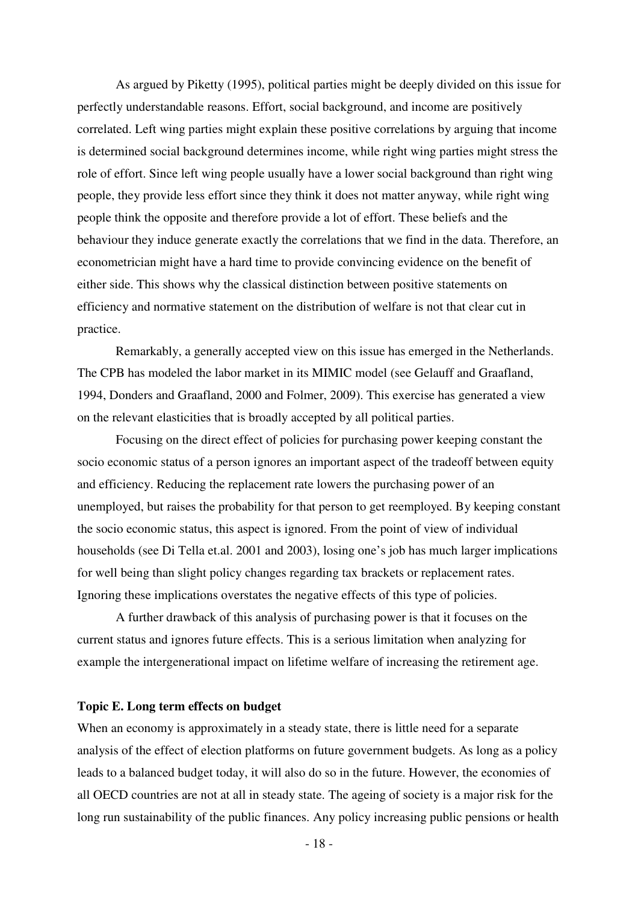As argued by Piketty (1995), political parties might be deeply divided on this issue for perfectly understandable reasons. Effort, social background, and income are positively correlated. Left wing parties might explain these positive correlations by arguing that income is determined social background determines income, while right wing parties might stress the role of effort. Since left wing people usually have a lower social background than right wing people, they provide less effort since they think it does not matter anyway, while right wing people think the opposite and therefore provide a lot of effort. These beliefs and the behaviour they induce generate exactly the correlations that we find in the data. Therefore, an econometrician might have a hard time to provide convincing evidence on the benefit of either side. This shows why the classical distinction between positive statements on efficiency and normative statement on the distribution of welfare is not that clear cut in practice.

Remarkably, a generally accepted view on this issue has emerged in the Netherlands. The CPB has modeled the labor market in its MIMIC model (see Gelauff and Graafland, 1994, Donders and Graafland, 2000 and Folmer, 2009). This exercise has generated a view on the relevant elasticities that is broadly accepted by all political parties.

Focusing on the direct effect of policies for purchasing power keeping constant the socio economic status of a person ignores an important aspect of the tradeoff between equity and efficiency. Reducing the replacement rate lowers the purchasing power of an unemployed, but raises the probability for that person to get reemployed. By keeping constant the socio economic status, this aspect is ignored. From the point of view of individual households (see Di Tella et.al. 2001 and 2003), losing one's job has much larger implications for well being than slight policy changes regarding tax brackets or replacement rates. Ignoring these implications overstates the negative effects of this type of policies.

A further drawback of this analysis of purchasing power is that it focuses on the current status and ignores future effects. This is a serious limitation when analyzing for example the intergenerational impact on lifetime welfare of increasing the retirement age.

**Topic E. Long term effects on budget**

When an economy is approximately in a steady state, there is little need for a separate analysis of the effect of election platforms on future government budgets. As long as a policy leads to a balanced budget today, it will also do so in the future. However, the economies of all OECD countries are not at all in steady state. The ageing of society is a major risk for the long run sustainability of the public finances. Any policy increasing public pensions or health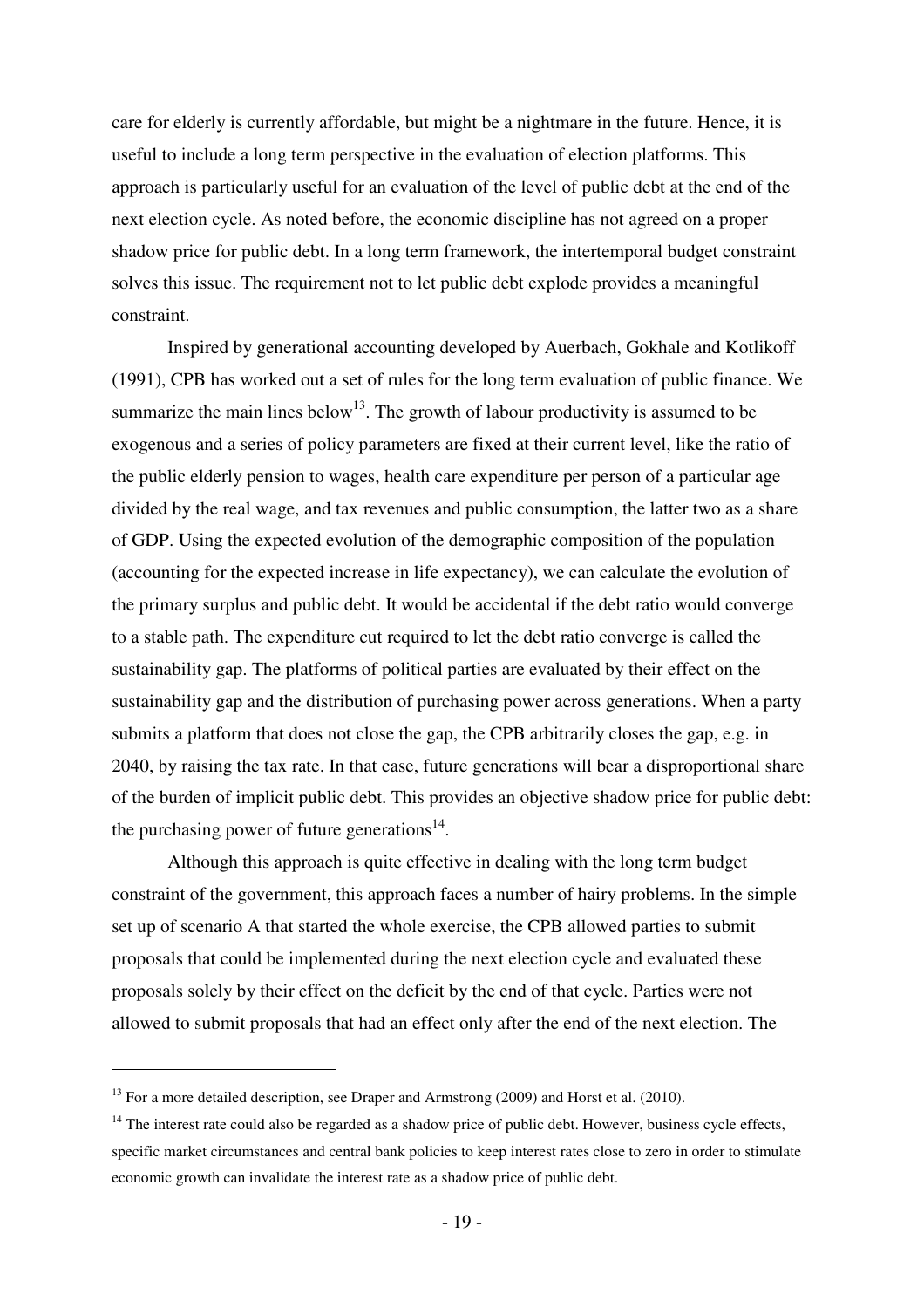care for elderly is currently affordable, but might be a nightmare in the future. Hence, it is useful to include a long term perspective in the evaluation of election platforms. This approach is particularly useful for an evaluation of the level of public debt at the end of the next election cycle. As noted before, the economic discipline has not agreed on a proper shadow price for public debt. In a long term framework, the intertemporal budget constraint solves this issue. The requirement not to let public debt explode provides a meaningful constraint.

Inspired by generational accounting developed by Auerbach, Gokhale and Kotlikoff (1991), CPB has worked out a set of rules for the long term evaluation of public finance. We summarize the main lines below[13]. The growth of labour productivity is assumed to be exogenous and a series of policy parameters are fixed at their current level, like the ratio of the public elderly pension to wages, health care expenditure per person of a particular age divided by the real wage, and tax revenues and public consumption, the latter two as a share of GDP. Using the expected evolution of the demographic composition of the population (accounting for the expected increase in life expectancy), we can calculate the evolution of the primary surplus and public debt. It would be accidental if the debt ratio would converge to a stable path. The expenditure cut required to let the debt ratio converge is called the sustainability gap. The platforms of political parties are evaluated by their effect on the sustainability gap and the distribution of purchasing power across generations. When a party submits a platform that does not close the gap, the CPB arbitrarily closes the gap, e.g. in 2040, by raising the tax rate. In that case, future generations will bear a disproportional share of the burden of implicit public debt. This provides an objective shadow price for public debt: the purchasing power of future generations[14].

Although this approach is quite effective in dealing with the long term budget constraint of the government, this approach faces a number of hairy problems. In the simple set up of scenario A that started the whole exercise, the CPB allowed parties to submit proposals that could be implemented during the next election cycle and evaluated these proposals solely by their effect on the deficit by the end of that cycle. Parties were not allowed to submit proposals that had an effect only after the end of the next election. The

---

[13] For a more detailed description, see Draper and Armstrong (2009) and Horst et al. (2010).

[14] The interest rate could also be regarded as a shadow price of public debt. However, business cycle effects, specific market circumstances and central bank policies to keep interest rates close to zero in order to stimulate economic growth can invalidate the interest rate as a shadow price of public debt.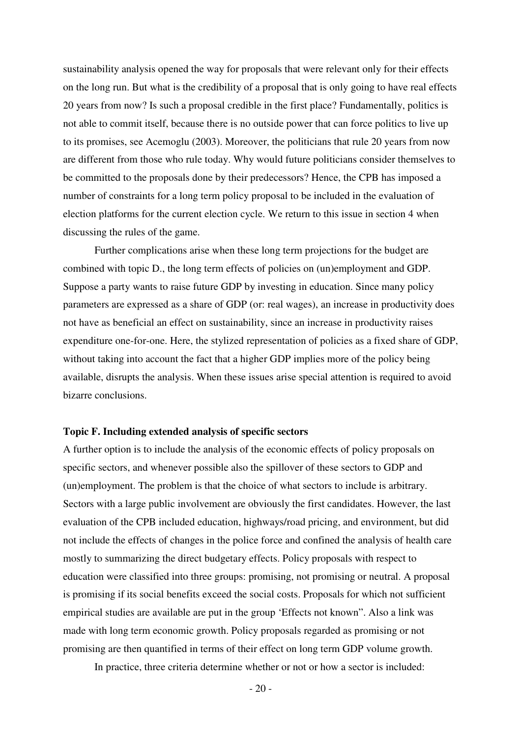sustainability analysis opened the way for proposals that were relevant only for their effects on the long run. But what is the credibility of a proposal that is only going to have real effects 20 years from now? Is such a proposal credible in the first place? Fundamentally, politics is not able to commit itself, because there is no outside power that can force politics to live up to its promises, see Acemoglu (2003). Moreover, the politicians that rule 20 years from now are different from those who rule today. Why would future politicians consider themselves to be committed to the proposals done by their predecessors? Hence, the CPB has imposed a number of constraints for a long term policy proposal to be included in the evaluation of election platforms for the current election cycle. We return to this issue in section 4 when discussing the rules of the game.

Further complications arise when these long term projections for the budget are combined with topic D., the long term effects of policies on (un)employment and GDP. Suppose a party wants to raise future GDP by investing in education. Since many policy parameters are expressed as a share of GDP (or: real wages), an increase in productivity does not have as beneficial an effect on sustainability, since an increase in productivity raises expenditure one-for-one. Here, the stylized representation of policies as a fixed share of GDP, without taking into account the fact that a higher GDP implies more of the policy being available, disrupts the analysis. When these issues arise special attention is required to avoid bizarre conclusions.

**Topic F. Including extended analysis of specific sectors**

A further option is to include the analysis of the economic effects of policy proposals on specific sectors, and whenever possible also the spillover of these sectors to GDP and (un)employment. The problem is that the choice of what sectors to include is arbitrary. Sectors with a large public involvement are obviously the first candidates. However, the last evaluation of the CPB included education, highways/road pricing, and environment, but did not include the effects of changes in the police force and confined the analysis of health care mostly to summarizing the direct budgetary effects. Policy proposals with respect to education were classified into three groups: promising, not promising or neutral. A proposal is promising if its social benefits exceed the social costs. Proposals for which not sufficient empirical studies are available are put in the group 'Effects not known". Also a link was made with long term economic growth. Policy proposals regarded as promising or not promising are then quantified in terms of their effect on long term GDP volume growth.

In practice, three criteria determine whether or not or how a sector is included: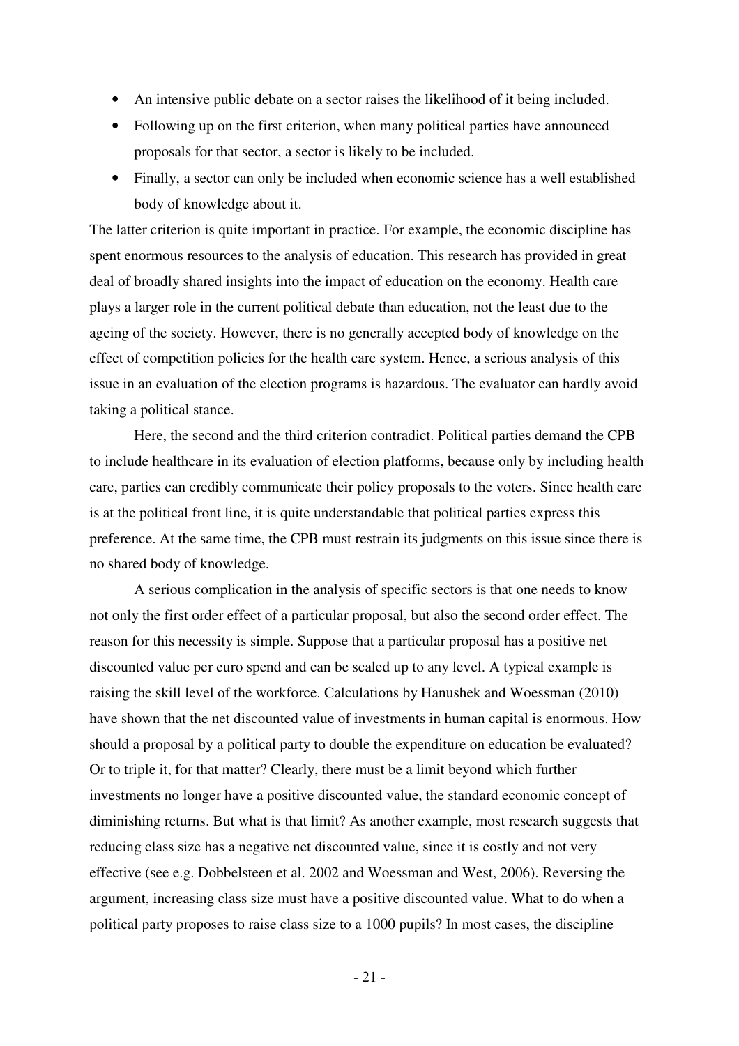- An intensive public debate on a sector raises the likelihood of it being included.
- Following up on the first criterion, when many political parties have announced proposals for that sector, a sector is likely to be included.
- Finally, a sector can only be included when economic science has a well established body of knowledge about it.

The latter criterion is quite important in practice. For example, the economic discipline has spent enormous resources to the analysis of education. This research has provided in great deal of broadly shared insights into the impact of education on the economy. Health care plays a larger role in the current political debate than education, not the least due to the ageing of the society. However, there is no generally accepted body of knowledge on the effect of competition policies for the health care system. Hence, a serious analysis of this issue in an evaluation of the election programs is hazardous. The evaluator can hardly avoid taking a political stance.

Here, the second and the third criterion contradict. Political parties demand the CPB to include healthcare in its evaluation of election platforms, because only by including health care, parties can credibly communicate their policy proposals to the voters. Since health care is at the political front line, it is quite understandable that political parties express this preference. At the same time, the CPB must restrain its judgments on this issue since there is no shared body of knowledge.

A serious complication in the analysis of specific sectors is that one needs to know not only the first order effect of a particular proposal, but also the second order effect. The reason for this necessity is simple. Suppose that a particular proposal has a positive net discounted value per euro spend and can be scaled up to any level. A typical example is raising the skill level of the workforce. Calculations by Hanushek and Woessman (2010) have shown that the net discounted value of investments in human capital is enormous. How should a proposal by a political party to double the expenditure on education be evaluated? Or to triple it, for that matter? Clearly, there must be a limit beyond which further investments no longer have a positive discounted value, the standard economic concept of diminishing returns. But what is that limit? As another example, most research suggests that reducing class size has a negative net discounted value, since it is costly and not very effective (see e.g. Dobbelsteen et al. 2002 and Woessman and West, 2006). Reversing the argument, increasing class size must have a positive discounted value. What to do when a political party proposes to raise class size to a 1000 pupils? In most cases, the discipline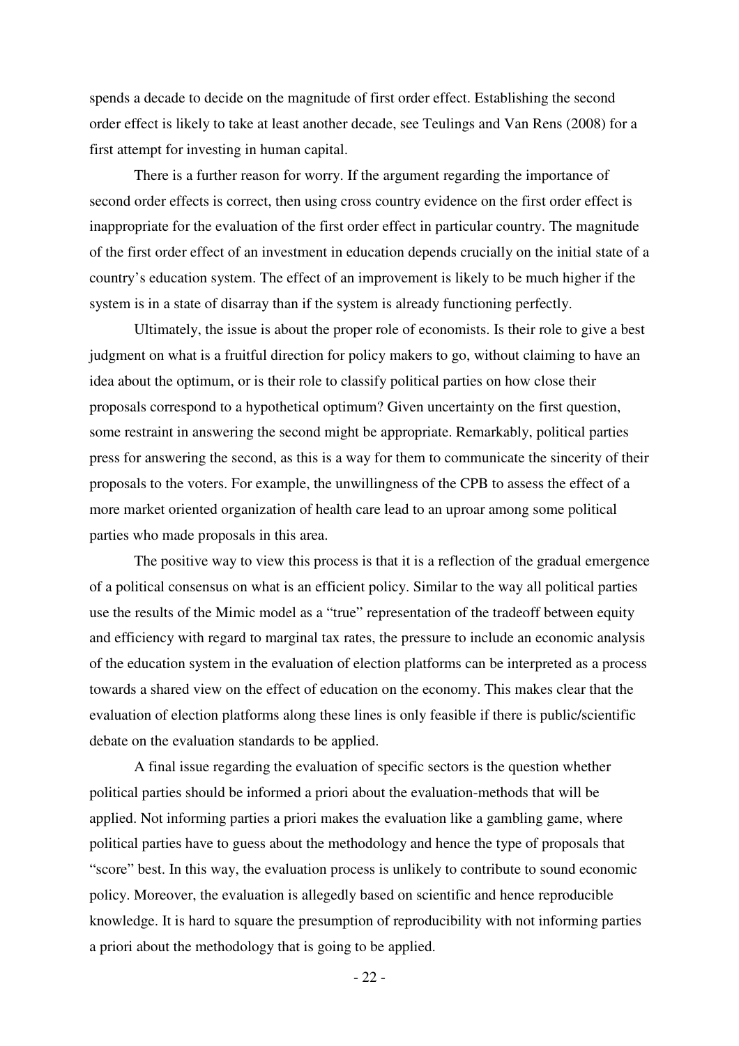spends a decade to decide on the magnitude of first order effect. Establishing the second order effect is likely to take at least another decade, see Teulings and Van Rens (2008) for a first attempt for investing in human capital.

There is a further reason for worry. If the argument regarding the importance of second order effects is correct, then using cross country evidence on the first order effect is inappropriate for the evaluation of the first order effect in particular country. The magnitude of the first order effect of an investment in education depends crucially on the initial state of a country's education system. The effect of an improvement is likely to be much higher if the system is in a state of disarray than if the system is already functioning perfectly.

Ultimately, the issue is about the proper role of economists. Is their role to give a best judgment on what is a fruitful direction for policy makers to go, without claiming to have an idea about the optimum, or is their role to classify political parties on how close their proposals correspond to a hypothetical optimum? Given uncertainty on the first question, some restraint in answering the second might be appropriate. Remarkably, political parties press for answering the second, as this is a way for them to communicate the sincerity of their proposals to the voters. For example, the unwillingness of the CPB to assess the effect of a more market oriented organization of health care lead to an uproar among some political parties who made proposals in this area.

The positive way to view this process is that it is a reflection of the gradual emergence of a political consensus on what is an efficient policy. Similar to the way all political parties use the results of the Mimic model as a "true" representation of the tradeoff between equity and efficiency with regard to marginal tax rates, the pressure to include an economic analysis of the education system in the evaluation of election platforms can be interpreted as a process towards a shared view on the effect of education on the economy. This makes clear that the evaluation of election platforms along these lines is only feasible if there is public/scientific debate on the evaluation standards to be applied.

A final issue regarding the evaluation of specific sectors is the question whether political parties should be informed a priori about the evaluation-methods that will be applied. Not informing parties a priori makes the evaluation like a gambling game, where political parties have to guess about the methodology and hence the type of proposals that "score" best. In this way, the evaluation process is unlikely to contribute to sound economic policy. Moreover, the evaluation is allegedly based on scientific and hence reproducible knowledge. It is hard to square the presumption of reproducibility with not informing parties a priori about the methodology that is going to be applied.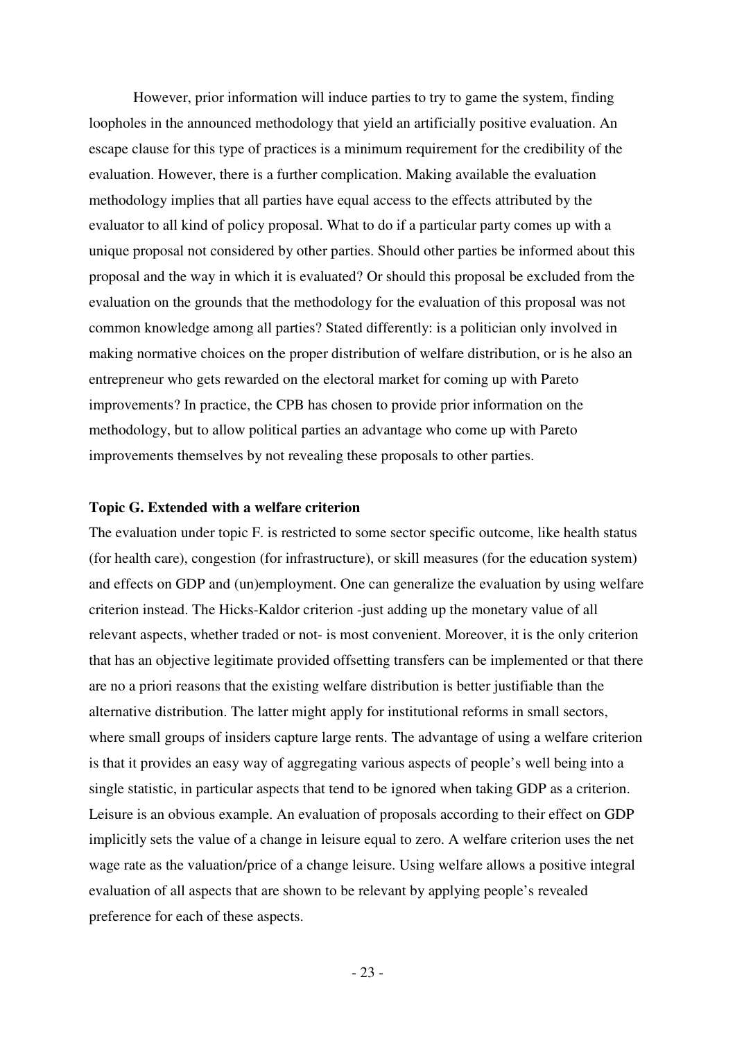However, prior information will induce parties to try to game the system, finding loopholes in the announced methodology that yield an artificially positive evaluation. An escape clause for this type of practices is a minimum requirement for the credibility of the evaluation. However, there is a further complication. Making available the evaluation methodology implies that all parties have equal access to the effects attributed by the evaluator to all kind of policy proposal. What to do if a particular party comes up with a unique proposal not considered by other parties. Should other parties be informed about this proposal and the way in which it is evaluated? Or should this proposal be excluded from the evaluation on the grounds that the methodology for the evaluation of this proposal was not common knowledge among all parties? Stated differently: is a politician only involved in making normative choices on the proper distribution of welfare distribution, or is he also an entrepreneur who gets rewarded on the electoral market for coming up with Pareto improvements? In practice, the CPB has chosen to provide prior information on the methodology, but to allow political parties an advantage who come up with Pareto improvements themselves by not revealing these proposals to other parties.

**Topic G. Extended with a welfare criterion**

The evaluation under topic F. is restricted to some sector specific outcome, like health status (for health care), congestion (for infrastructure), or skill measures (for the education system) and effects on GDP and (un)employment. One can generalize the evaluation by using welfare criterion instead. The Hicks-Kaldor criterion -just adding up the monetary value of all relevant aspects, whether traded or not- is most convenient. Moreover, it is the only criterion that has an objective legitimate provided offsetting transfers can be implemented or that there are no a priori reasons that the existing welfare distribution is better justifiable than the alternative distribution. The latter might apply for institutional reforms in small sectors, where small groups of insiders capture large rents. The advantage of using a welfare criterion is that it provides an easy way of aggregating various aspects of people's well being into a single statistic, in particular aspects that tend to be ignored when taking GDP as a criterion. Leisure is an obvious example. An evaluation of proposals according to their effect on GDP implicitly sets the value of a change in leisure equal to zero. A welfare criterion uses the net wage rate as the valuation/price of a change leisure. Using welfare allows a positive integral evaluation of all aspects that are shown to be relevant by applying people's revealed preference for each of these aspects.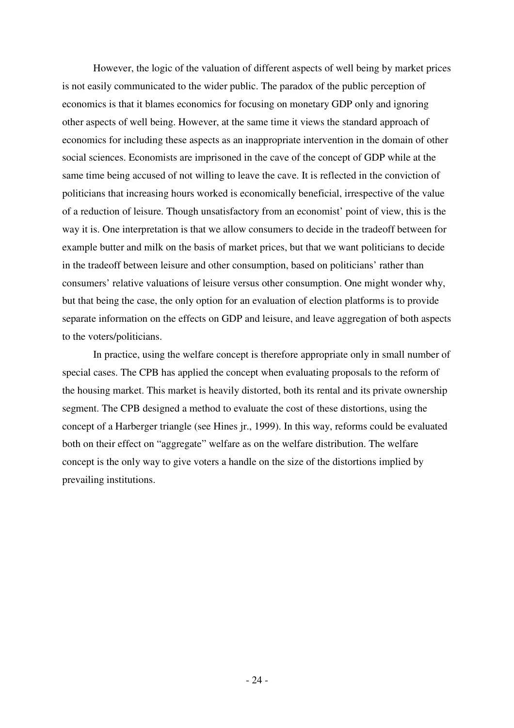However, the logic of the valuation of different aspects of well being by market prices is not easily communicated to the wider public. The paradox of the public perception of economics is that it blames economics for focusing on monetary GDP only and ignoring other aspects of well being. However, at the same time it views the standard approach of economics for including these aspects as an inappropriate intervention in the domain of other social sciences. Economists are imprisoned in the cave of the concept of GDP while at the same time being accused of not willing to leave the cave. It is reflected in the conviction of politicians that increasing hours worked is economically beneficial, irrespective of the value of a reduction of leisure. Though unsatisfactory from an economist' point of view, this is the way it is. One interpretation is that we allow consumers to decide in the tradeoff between for example butter and milk on the basis of market prices, but that we want politicians to decide in the tradeoff between leisure and other consumption, based on politicians' rather than consumers' relative valuations of leisure versus other consumption. One might wonder why, but that being the case, the only option for an evaluation of election platforms is to provide separate information on the effects on GDP and leisure, and leave aggregation of both aspects to the voters/politicians.

In practice, using the welfare concept is therefore appropriate only in small number of special cases. The CPB has applied the concept when evaluating proposals to the reform of the housing market. This market is heavily distorted, both its rental and its private ownership segment. The CPB designed a method to evaluate the cost of these distortions, using the concept of a Harberger triangle (see Hines jr., 1999). In this way, reforms could be evaluated both on their effect on "aggregate" welfare as on the welfare distribution. The welfare concept is the only way to give voters a handle on the size of the distortions implied by prevailing institutions.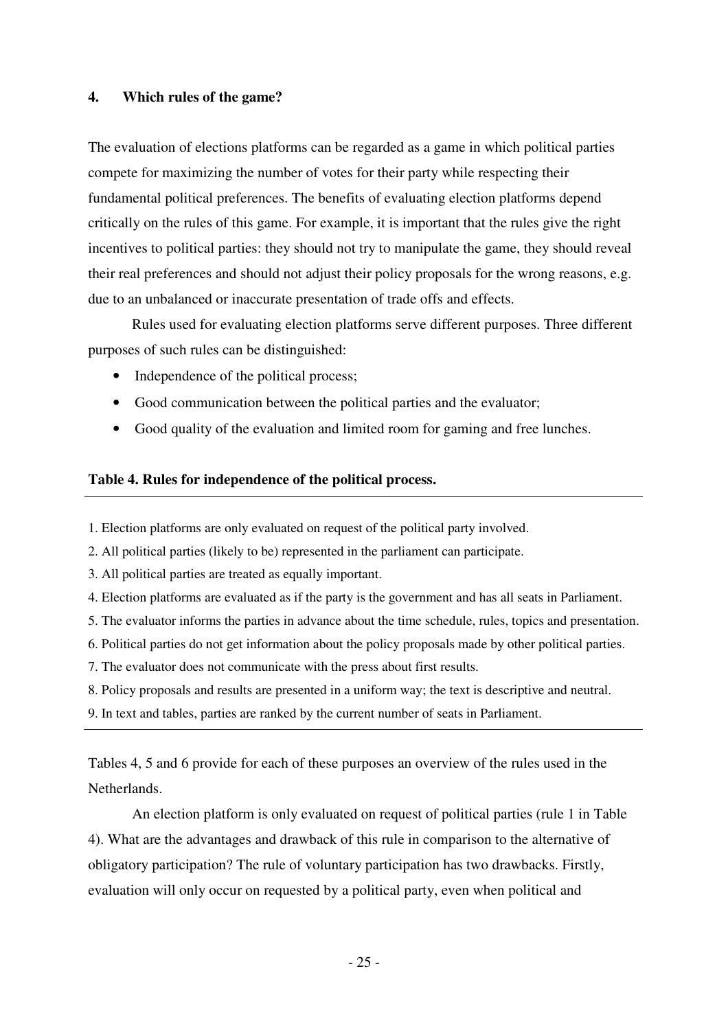## 4. Which rules of the game?

The evaluation of elections platforms can be regarded as a game in which political parties compete for maximizing the number of votes for their party while respecting their fundamental political preferences. The benefits of evaluating election platforms depend critically on the rules of this game. For example, it is important that the rules give the right incentives to political parties: they should not try to manipulate the game, they should reveal their real preferences and should not adjust their policy proposals for the wrong reasons, e.g. due to an unbalanced or inaccurate presentation of trade offs and effects.

Rules used for evaluating election platforms serve different purposes. Three different purposes of such rules can be distinguished:

- Independence of the political process;
- Good communication between the political parties and the evaluator;
- Good quality of the evaluation and limited room for gaming and free lunches.

**Table 4. Rules for independence of the political process.**

1. Election platforms are only evaluated on request of the political party involved.
2. All political parties (likely to be) represented in the parliament can participate.
3. All political parties are treated as equally important.
4. Election platforms are evaluated as if the party is the government and has all seats in Parliament.
5. The evaluator informs the parties in advance about the time schedule, rules, topics and presentation.
6. Political parties do not get information about the policy proposals made by other political parties.
7. The evaluator does not communicate with the press about first results.
8. Policy proposals and results are presented in a uniform way; the text is descriptive and neutral.
9. In text and tables, parties are ranked by the current number of seats in Parliament.

Tables 4, 5 and 6 provide for each of these purposes an overview of the rules used in the Netherlands.

An election platform is only evaluated on request of political parties (rule 1 in Table 4). What are the advantages and drawback of this rule in comparison to the alternative of obligatory participation? The rule of voluntary participation has two drawbacks. Firstly, evaluation will only occur on requested by a political party, even when political and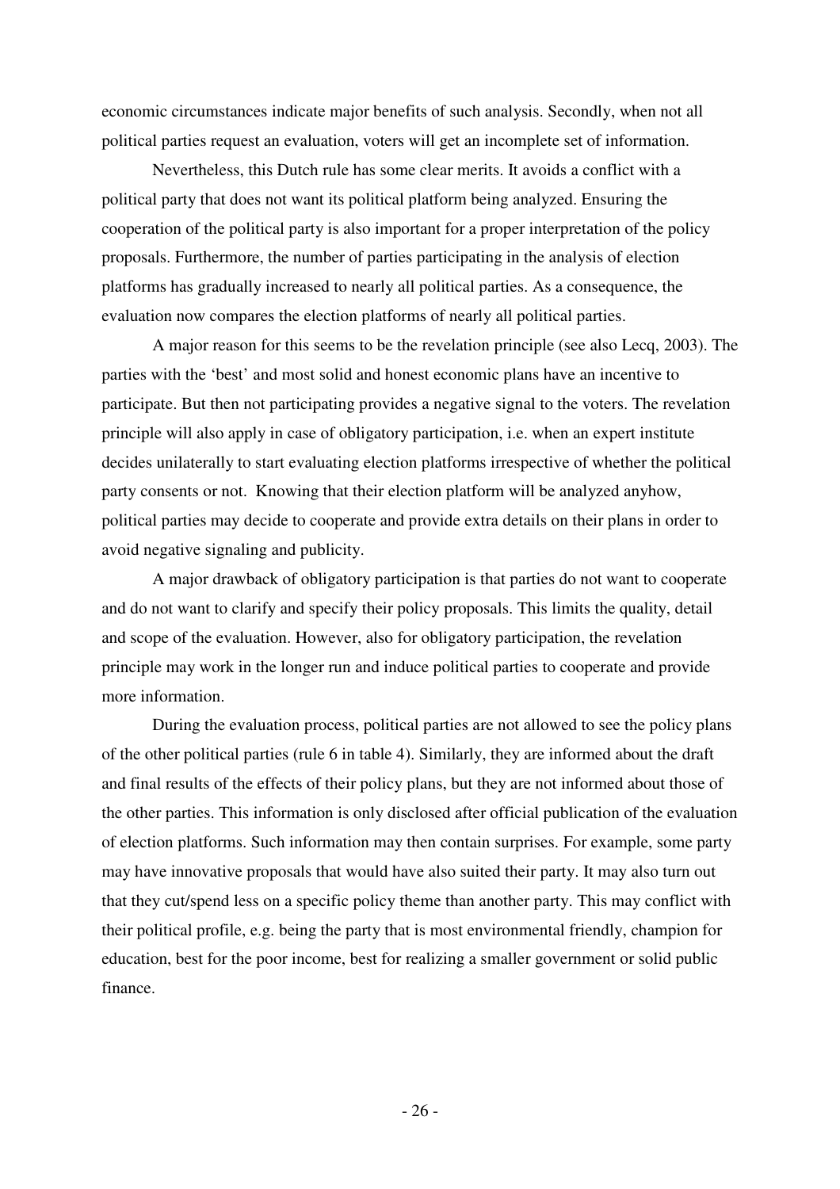economic circumstances indicate major benefits of such analysis. Secondly, when not all political parties request an evaluation, voters will get an incomplete set of information.

Nevertheless, this Dutch rule has some clear merits. It avoids a conflict with a political party that does not want its political platform being analyzed. Ensuring the cooperation of the political party is also important for a proper interpretation of the policy proposals. Furthermore, the number of parties participating in the analysis of election platforms has gradually increased to nearly all political parties. As a consequence, the evaluation now compares the election platforms of nearly all political parties.

A major reason for this seems to be the revelation principle (see also Lecq, 2003). The parties with the 'best' and most solid and honest economic plans have an incentive to participate. But then not participating provides a negative signal to the voters. The revelation principle will also apply in case of obligatory participation, i.e. when an expert institute decides unilaterally to start evaluating election platforms irrespective of whether the political party consents or not. Knowing that their election platform will be analyzed anyhow, political parties may decide to cooperate and provide extra details on their plans in order to avoid negative signaling and publicity.

A major drawback of obligatory participation is that parties do not want to cooperate and do not want to clarify and specify their policy proposals. This limits the quality, detail and scope of the evaluation. However, also for obligatory participation, the revelation principle may work in the longer run and induce political parties to cooperate and provide more information.

During the evaluation process, political parties are not allowed to see the policy plans of the other political parties (rule 6 in table 4). Similarly, they are informed about the draft and final results of the effects of their policy plans, but they are not informed about those of the other parties. This information is only disclosed after official publication of the evaluation of election platforms. Such information may then contain surprises. For example, some party may have innovative proposals that would have also suited their party. It may also turn out that they cut/spend less on a specific policy theme than another party. This may conflict with their political profile, e.g. being the party that is most environmental friendly, champion for education, best for the poor income, best for realizing a smaller government or solid public finance.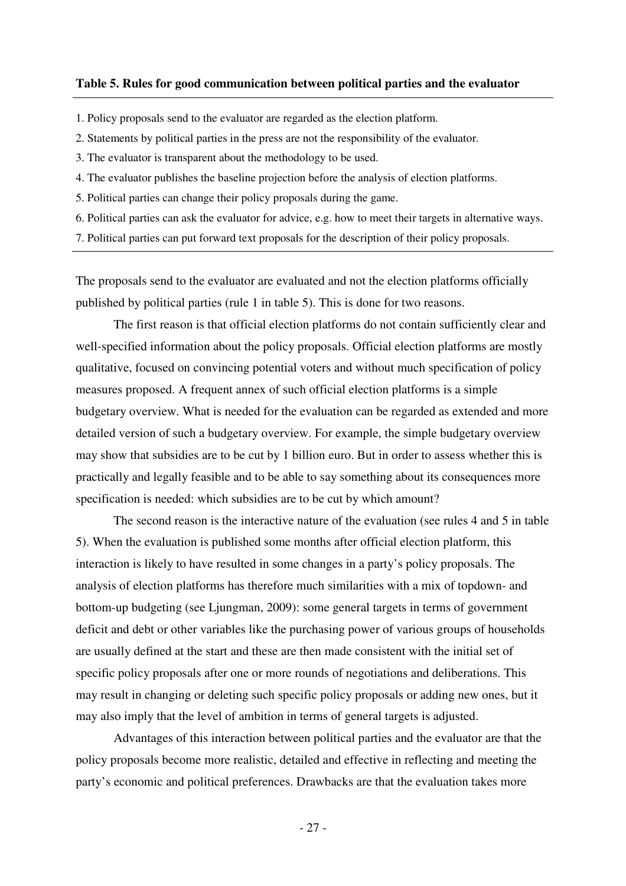**Table 5. Rules for good communication between political parties and the evaluator**

1. Policy proposals send to the evaluator are regarded as the election platform.
2. Statements by political parties in the press are not the responsibility of the evaluator.
3. The evaluator is transparent about the methodology to be used.
4. The evaluator publishes the baseline projection before the analysis of election platforms.
5. Political parties can change their policy proposals during the game.
6. Political parties can ask the evaluator for advice, e.g. how to meet their targets in alternative ways.
7. Political parties can put forward text proposals for the description of their policy proposals.

The proposals send to the evaluator are evaluated and not the election platforms officially published by political parties (rule 1 in table 5). This is done for two reasons.

The first reason is that official election platforms do not contain sufficiently clear and well-specified information about the policy proposals. Official election platforms are mostly qualitative, focused on convincing potential voters and without much specification of policy measures proposed. A frequent annex of such official election platforms is a simple budgetary overview. What is needed for the evaluation can be regarded as extended and more detailed version of such a budgetary overview. For example, the simple budgetary overview may show that subsidies are to be cut by 1 billion euro. But in order to assess whether this is practically and legally feasible and to be able to say something about its consequences more specification is needed: which subsidies are to be cut by which amount?

The second reason is the interactive nature of the evaluation (see rules 4 and 5 in table 5). When the evaluation is published some months after official election platform, this interaction is likely to have resulted in some changes in a party's policy proposals. The analysis of election platforms has therefore much similarities with a mix of topdown- and bottom-up budgeting (see Ljungman, 2009): some general targets in terms of government deficit and debt or other variables like the purchasing power of various groups of households are usually defined at the start and these are then made consistent with the initial set of specific policy proposals after one or more rounds of negotiations and deliberations. This may result in changing or deleting such specific policy proposals or adding new ones, but it may also imply that the level of ambition in terms of general targets is adjusted.

Advantages of this interaction between political parties and the evaluator are that the policy proposals become more realistic, detailed and effective in reflecting and meeting the party's economic and political preferences. Drawbacks are that the evaluation takes more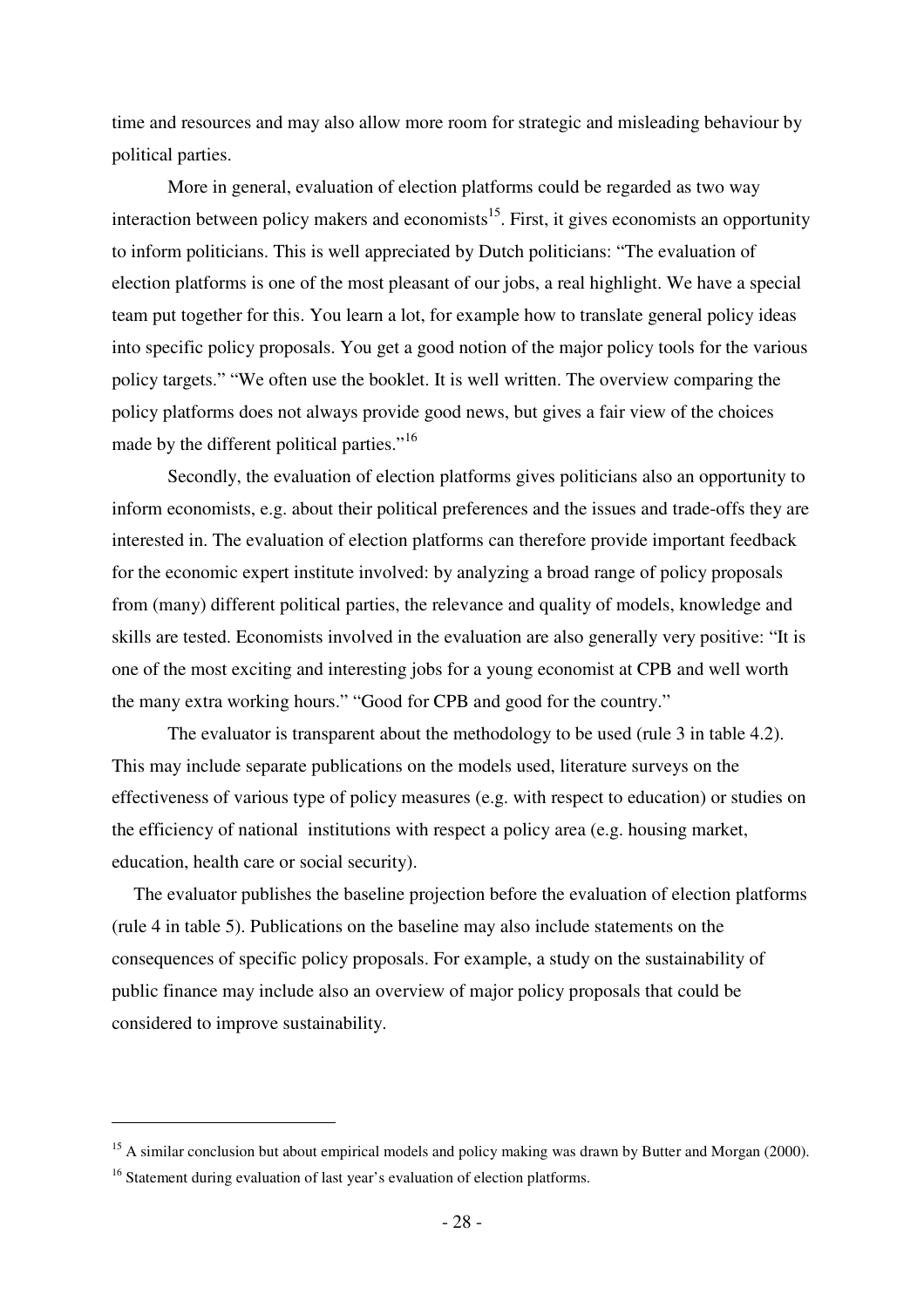time and resources and may also allow more room for strategic and misleading behaviour by political parties.

More in general, evaluation of election platforms could be regarded as two way interaction between policy makers and economists[15]. First, it gives economists an opportunity to inform politicians. This is well appreciated by Dutch politicians: "The evaluation of election platforms is one of the most pleasant of our jobs, a real highlight. We have a special team put together for this. You learn a lot, for example how to translate general policy ideas into specific policy proposals. You get a good notion of the major policy tools for the various policy targets." "We often use the booklet. It is well written. The overview comparing the policy platforms does not always provide good news, but gives a fair view of the choices made by the different political parties."[16]

Secondly, the evaluation of election platforms gives politicians also an opportunity to inform economists, e.g. about their political preferences and the issues and trade-offs they are interested in. The evaluation of election platforms can therefore provide important feedback for the economic expert institute involved: by analyzing a broad range of policy proposals from (many) different political parties, the relevance and quality of models, knowledge and skills are tested. Economists involved in the evaluation are also generally very positive: "It is one of the most exciting and interesting jobs for a young economist at CPB and well worth the many extra working hours." "Good for CPB and good for the country."

The evaluator is transparent about the methodology to be used (rule 3 in table 4.2). This may include separate publications on the models used, literature surveys on the effectiveness of various type of policy measures (e.g. with respect to education) or studies on the efficiency of national institutions with respect a policy area (e.g. housing market, education, health care or social security).

The evaluator publishes the baseline projection before the evaluation of election platforms (rule 4 in table 5). Publications on the baseline may also include statements on the consequences of specific policy proposals. For example, a study on the sustainability of public finance may include also an overview of major policy proposals that could be considered to improve sustainability.

---

[15] A similar conclusion but about empirical models and policy making was drawn by Butter and Morgan (2000).

[16] Statement during evaluation of last year's evaluation of election platforms.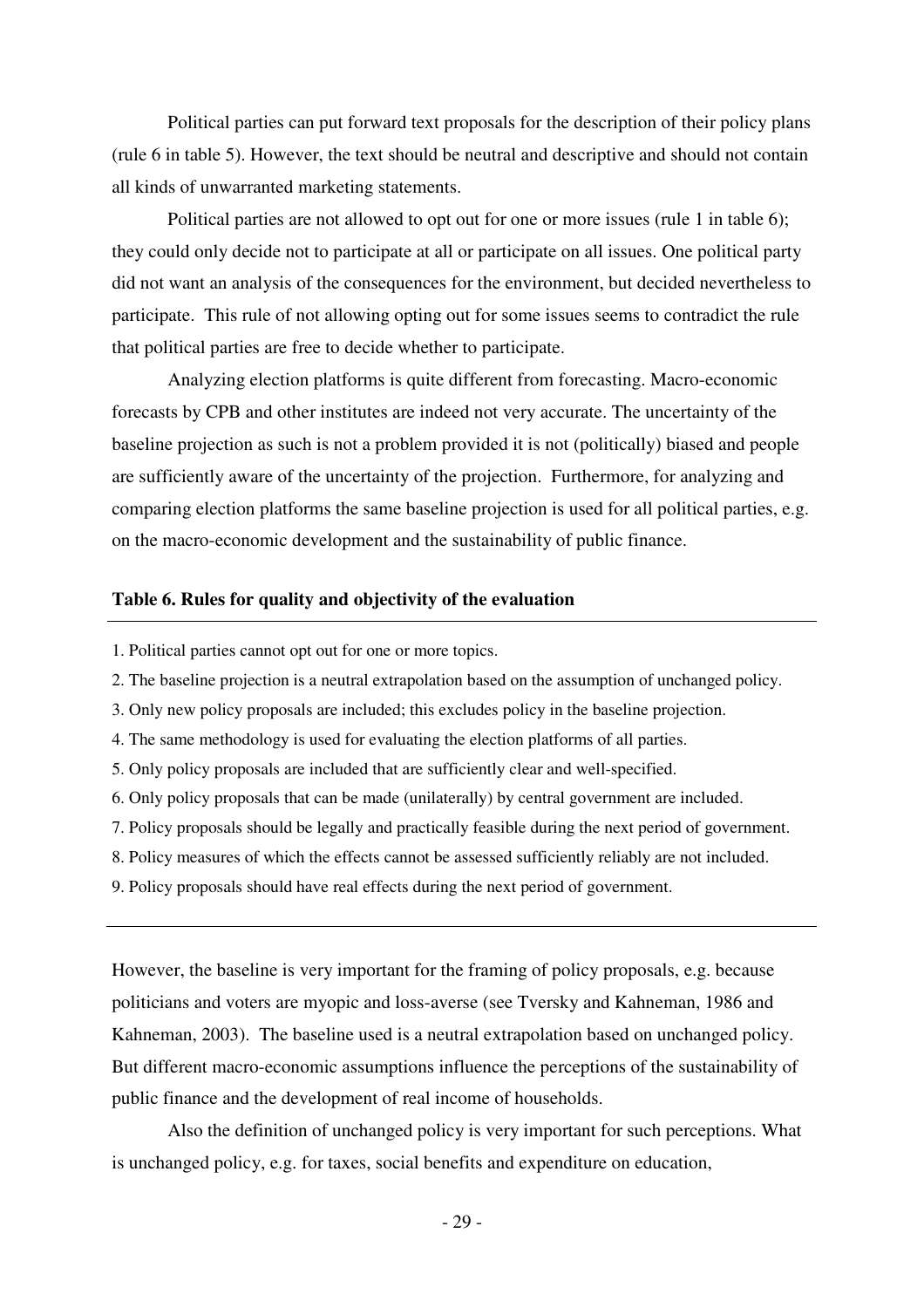Political parties can put forward text proposals for the description of their policy plans (rule 6 in table 5). However, the text should be neutral and descriptive and should not contain all kinds of unwarranted marketing statements.

Political parties are not allowed to opt out for one or more issues (rule 1 in table 6); they could only decide not to participate at all or participate on all issues. One political party did not want an analysis of the consequences for the environment, but decided nevertheless to participate. This rule of not allowing opting out for some issues seems to contradict the rule that political parties are free to decide whether to participate.

Analyzing election platforms is quite different from forecasting. Macro-economic forecasts by CPB and other institutes are indeed not very accurate. The uncertainty of the baseline projection as such is not a problem provided it is not (politically) biased and people are sufficiently aware of the uncertainty of the projection. Furthermore, for analyzing and comparing election platforms the same baseline projection is used for all political parties, e.g. on the macro-economic development and the sustainability of public finance.

**Table 6. Rules for quality and objectivity of the evaluation**

1. Political parties cannot opt out for one or more topics.
2. The baseline projection is a neutral extrapolation based on the assumption of unchanged policy.
3. Only new policy proposals are included; this excludes policy in the baseline projection.
4. The same methodology is used for evaluating the election platforms of all parties.
5. Only policy proposals are included that are sufficiently clear and well-specified.
6. Only policy proposals that can be made (unilaterally) by central government are included.
7. Policy proposals should be legally and practically feasible during the next period of government.
8. Policy measures of which the effects cannot be assessed sufficiently reliably are not included.
9. Policy proposals should have real effects during the next period of government.

However, the baseline is very important for the framing of policy proposals, e.g. because politicians and voters are myopic and loss-averse (see Tversky and Kahneman, 1986 and Kahneman, 2003). The baseline used is a neutral extrapolation based on unchanged policy. But different macro-economic assumptions influence the perceptions of the sustainability of public finance and the development of real income of households.

Also the definition of unchanged policy is very important for such perceptions. What is unchanged policy, e.g. for taxes, social benefits and expenditure on education,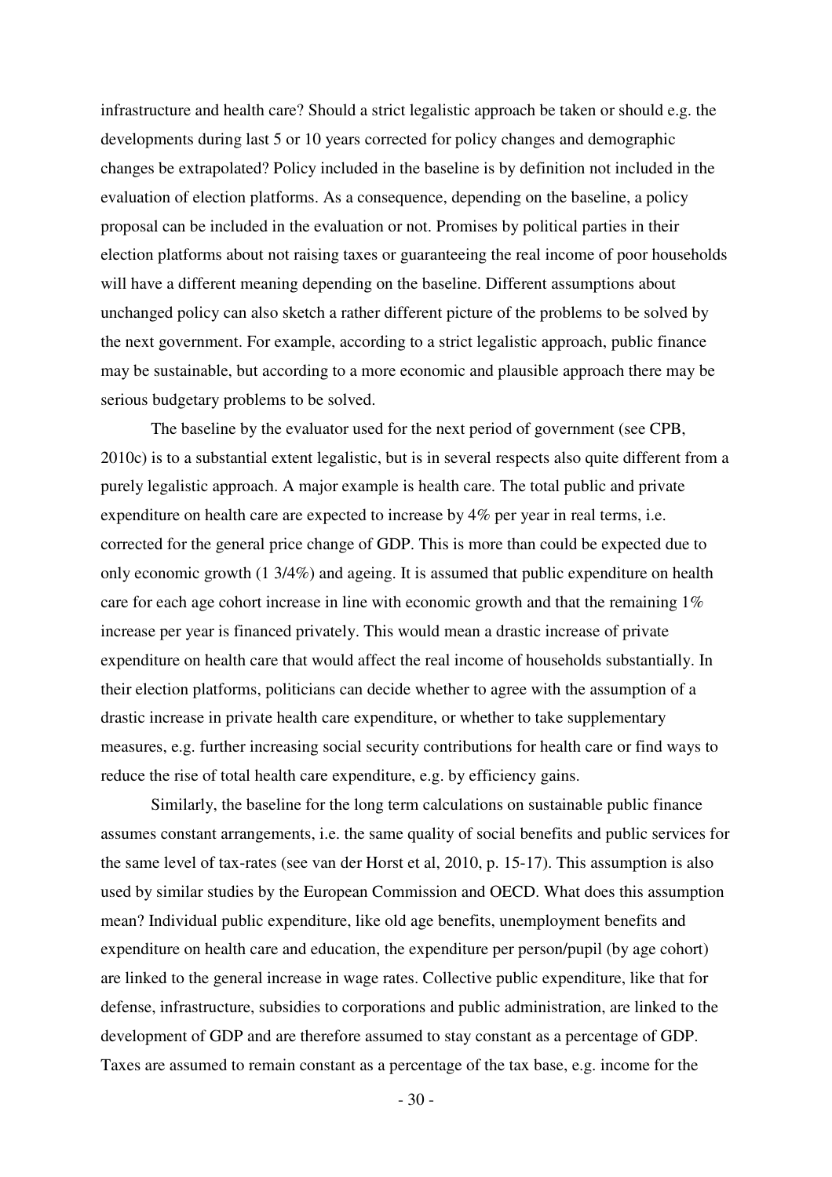infrastructure and health care? Should a strict legalistic approach be taken or should e.g. the developments during last 5 or 10 years corrected for policy changes and demographic changes be extrapolated? Policy included in the baseline is by definition not included in the evaluation of election platforms. As a consequence, depending on the baseline, a policy proposal can be included in the evaluation or not. Promises by political parties in their election platforms about not raising taxes or guaranteeing the real income of poor households will have a different meaning depending on the baseline. Different assumptions about unchanged policy can also sketch a rather different picture of the problems to be solved by the next government. For example, according to a strict legalistic approach, public finance may be sustainable, but according to a more economic and plausible approach there may be serious budgetary problems to be solved.

The baseline by the evaluator used for the next period of government (see CPB, 2010c) is to a substantial extent legalistic, but is in several respects also quite different from a purely legalistic approach. A major example is health care. The total public and private expenditure on health care are expected to increase by 4% per year in real terms, i.e. corrected for the general price change of GDP. This is more than could be expected due to only economic growth (1 3/4%) and ageing. It is assumed that public expenditure on health care for each age cohort increase in line with economic growth and that the remaining 1% increase per year is financed privately. This would mean a drastic increase of private expenditure on health care that would affect the real income of households substantially. In their election platforms, politicians can decide whether to agree with the assumption of a drastic increase in private health care expenditure, or whether to take supplementary measures, e.g. further increasing social security contributions for health care or find ways to reduce the rise of total health care expenditure, e.g. by efficiency gains.

Similarly, the baseline for the long term calculations on sustainable public finance assumes constant arrangements, i.e. the same quality of social benefits and public services for the same level of tax-rates (see van der Horst et al, 2010, p. 15-17). This assumption is also used by similar studies by the European Commission and OECD. What does this assumption mean? Individual public expenditure, like old age benefits, unemployment benefits and expenditure on health care and education, the expenditure per person/pupil (by age cohort) are linked to the general increase in wage rates. Collective public expenditure, like that for defense, infrastructure, subsidies to corporations and public administration, are linked to the development of GDP and are therefore assumed to stay constant as a percentage of GDP. Taxes are assumed to remain constant as a percentage of the tax base, e.g. income for the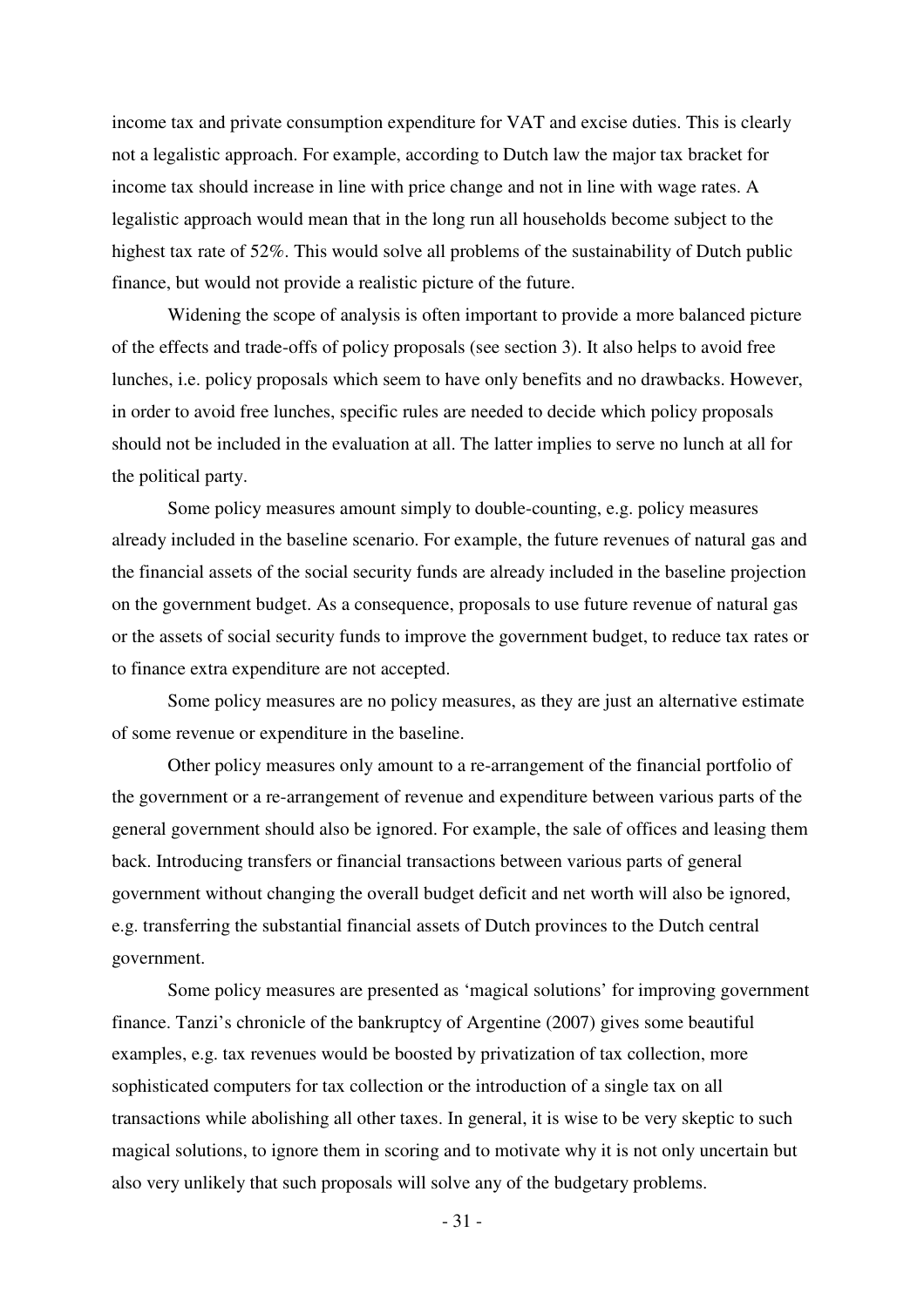income tax and private consumption expenditure for VAT and excise duties. This is clearly not a legalistic approach. For example, according to Dutch law the major tax bracket for income tax should increase in line with price change and not in line with wage rates. A legalistic approach would mean that in the long run all households become subject to the highest tax rate of 52%. This would solve all problems of the sustainability of Dutch public finance, but would not provide a realistic picture of the future.

Widening the scope of analysis is often important to provide a more balanced picture of the effects and trade-offs of policy proposals (see section 3). It also helps to avoid free lunches, i.e. policy proposals which seem to have only benefits and no drawbacks. However, in order to avoid free lunches, specific rules are needed to decide which policy proposals should not be included in the evaluation at all. The latter implies to serve no lunch at all for the political party.

Some policy measures amount simply to double-counting, e.g. policy measures already included in the baseline scenario. For example, the future revenues of natural gas and the financial assets of the social security funds are already included in the baseline projection on the government budget. As a consequence, proposals to use future revenue of natural gas or the assets of social security funds to improve the government budget, to reduce tax rates or to finance extra expenditure are not accepted.

Some policy measures are no policy measures, as they are just an alternative estimate of some revenue or expenditure in the baseline.

Other policy measures only amount to a re-arrangement of the financial portfolio of the government or a re-arrangement of revenue and expenditure between various parts of the general government should also be ignored. For example, the sale of offices and leasing them back. Introducing transfers or financial transactions between various parts of general government without changing the overall budget deficit and net worth will also be ignored, e.g. transferring the substantial financial assets of Dutch provinces to the Dutch central government.

Some policy measures are presented as 'magical solutions' for improving government finance. Tanzi's chronicle of the bankruptcy of Argentine (2007) gives some beautiful examples, e.g. tax revenues would be boosted by privatization of tax collection, more sophisticated computers for tax collection or the introduction of a single tax on all transactions while abolishing all other taxes. In general, it is wise to be very skeptic to such magical solutions, to ignore them in scoring and to motivate why it is not only uncertain but also very unlikely that such proposals will solve any of the budgetary problems.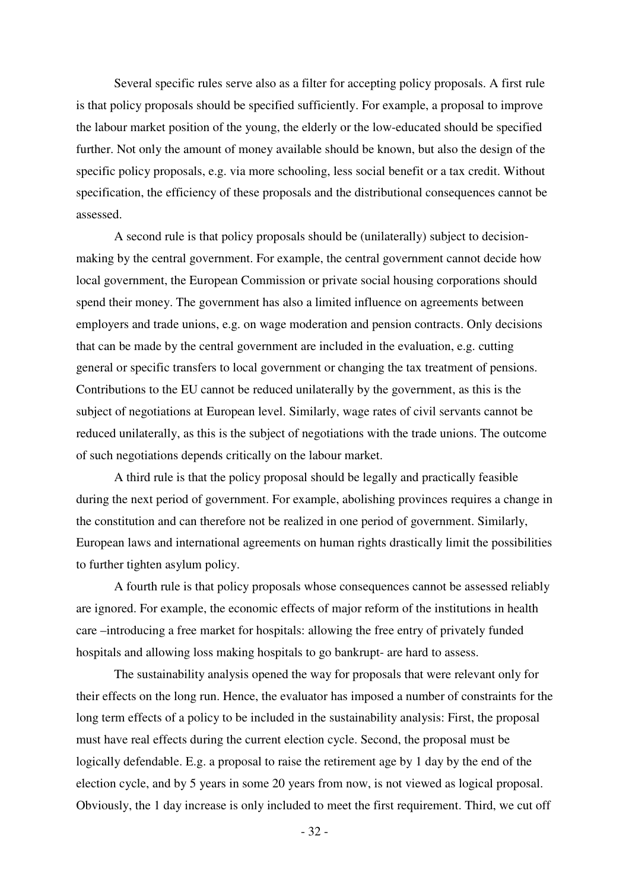Several specific rules serve also as a filter for accepting policy proposals. A first rule is that policy proposals should be specified sufficiently. For example, a proposal to improve the labour market position of the young, the elderly or the low-educated should be specified further. Not only the amount of money available should be known, but also the design of the specific policy proposals, e.g. via more schooling, less social benefit or a tax credit. Without specification, the efficiency of these proposals and the distributional consequences cannot be assessed.

A second rule is that policy proposals should be (unilaterally) subject to decision-making by the central government. For example, the central government cannot decide how local government, the European Commission or private social housing corporations should spend their money. The government has also a limited influence on agreements between employers and trade unions, e.g. on wage moderation and pension contracts. Only decisions that can be made by the central government are included in the evaluation, e.g. cutting general or specific transfers to local government or changing the tax treatment of pensions. Contributions to the EU cannot be reduced unilaterally by the government, as this is the subject of negotiations at European level. Similarly, wage rates of civil servants cannot be reduced unilaterally, as this is the subject of negotiations with the trade unions. The outcome of such negotiations depends critically on the labour market.

A third rule is that the policy proposal should be legally and practically feasible during the next period of government. For example, abolishing provinces requires a change in the constitution and can therefore not be realized in one period of government. Similarly, European laws and international agreements on human rights drastically limit the possibilities to further tighten asylum policy.

A fourth rule is that policy proposals whose consequences cannot be assessed reliably are ignored. For example, the economic effects of major reform of the institutions in health care –introducing a free market for hospitals: allowing the free entry of privately funded hospitals and allowing loss making hospitals to go bankrupt- are hard to assess.

The sustainability analysis opened the way for proposals that were relevant only for their effects on the long run. Hence, the evaluator has imposed a number of constraints for the long term effects of a policy to be included in the sustainability analysis: First, the proposal must have real effects during the current election cycle. Second, the proposal must be logically defendable. E.g. a proposal to raise the retirement age by 1 day by the end of the election cycle, and by 5 years in some 20 years from now, is not viewed as logical proposal. Obviously, the 1 day increase is only included to meet the first requirement. Third, we cut off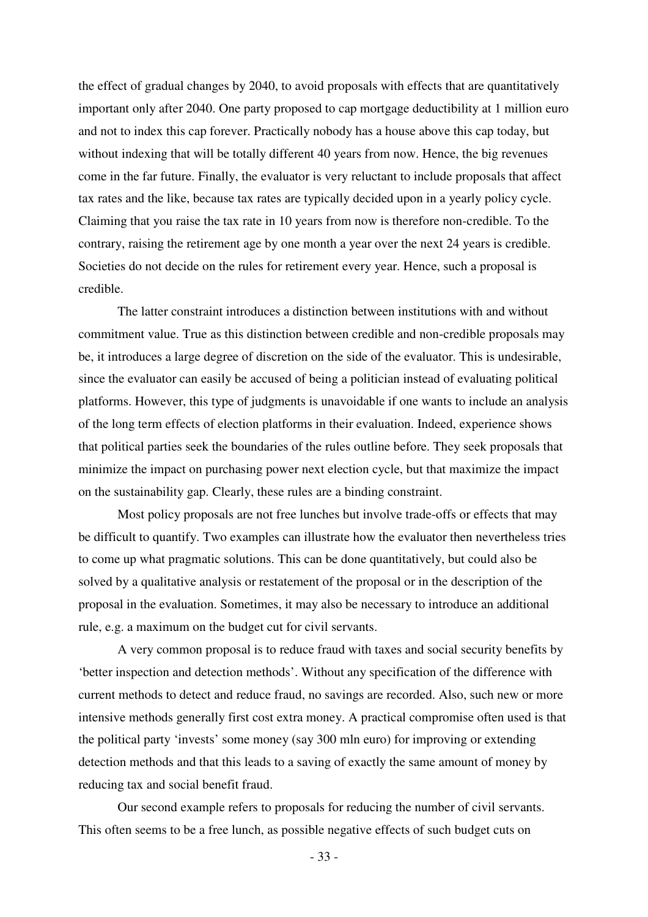the effect of gradual changes by 2040, to avoid proposals with effects that are quantitatively important only after 2040. One party proposed to cap mortgage deductibility at 1 million euro and not to index this cap forever. Practically nobody has a house above this cap today, but without indexing that will be totally different 40 years from now. Hence, the big revenues come in the far future. Finally, the evaluator is very reluctant to include proposals that affect tax rates and the like, because tax rates are typically decided upon in a yearly policy cycle. Claiming that you raise the tax rate in 10 years from now is therefore non-credible. To the contrary, raising the retirement age by one month a year over the next 24 years is credible. Societies do not decide on the rules for retirement every year. Hence, such a proposal is credible.

The latter constraint introduces a distinction between institutions with and without commitment value. True as this distinction between credible and non-credible proposals may be, it introduces a large degree of discretion on the side of the evaluator. This is undesirable, since the evaluator can easily be accused of being a politician instead of evaluating political platforms. However, this type of judgments is unavoidable if one wants to include an analysis of the long term effects of election platforms in their evaluation. Indeed, experience shows that political parties seek the boundaries of the rules outline before. They seek proposals that minimize the impact on purchasing power next election cycle, but that maximize the impact on the sustainability gap. Clearly, these rules are a binding constraint.

Most policy proposals are not free lunches but involve trade-offs or effects that may be difficult to quantify. Two examples can illustrate how the evaluator then nevertheless tries to come up what pragmatic solutions. This can be done quantitatively, but could also be solved by a qualitative analysis or restatement of the proposal or in the description of the proposal in the evaluation. Sometimes, it may also be necessary to introduce an additional rule, e.g. a maximum on the budget cut for civil servants.

A very common proposal is to reduce fraud with taxes and social security benefits by 'better inspection and detection methods'. Without any specification of the difference with current methods to detect and reduce fraud, no savings are recorded. Also, such new or more intensive methods generally first cost extra money. A practical compromise often used is that the political party 'invests' some money (say 300 mln euro) for improving or extending detection methods and that this leads to a saving of exactly the same amount of money by reducing tax and social benefit fraud.

Our second example refers to proposals for reducing the number of civil servants. This often seems to be a free lunch, as possible negative effects of such budget cuts on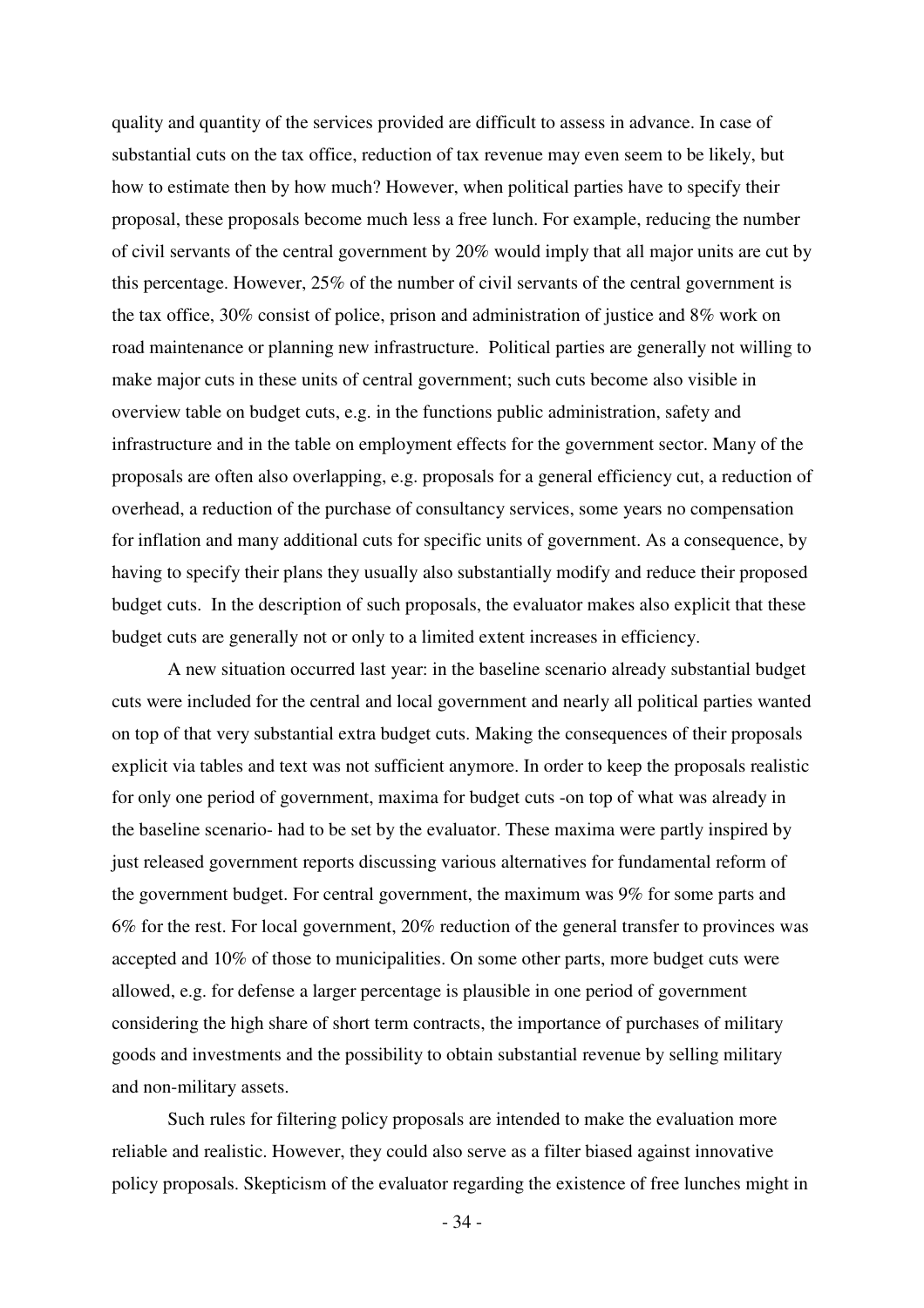quality and quantity of the services provided are difficult to assess in advance. In case of substantial cuts on the tax office, reduction of tax revenue may even seem to be likely, but how to estimate then by how much? However, when political parties have to specify their proposal, these proposals become much less a free lunch. For example, reducing the number of civil servants of the central government by 20% would imply that all major units are cut by this percentage. However, 25% of the number of civil servants of the central government is the tax office, 30% consist of police, prison and administration of justice and 8% work on road maintenance or planning new infrastructure. Political parties are generally not willing to make major cuts in these units of central government; such cuts become also visible in overview table on budget cuts, e.g. in the functions public administration, safety and infrastructure and in the table on employment effects for the government sector. Many of the proposals are often also overlapping, e.g. proposals for a general efficiency cut, a reduction of overhead, a reduction of the purchase of consultancy services, some years no compensation for inflation and many additional cuts for specific units of government. As a consequence, by having to specify their plans they usually also substantially modify and reduce their proposed budget cuts. In the description of such proposals, the evaluator makes also explicit that these budget cuts are generally not or only to a limited extent increases in efficiency.

A new situation occurred last year: in the baseline scenario already substantial budget cuts were included for the central and local government and nearly all political parties wanted on top of that very substantial extra budget cuts. Making the consequences of their proposals explicit via tables and text was not sufficient anymore. In order to keep the proposals realistic for only one period of government, maxima for budget cuts -on top of what was already in the baseline scenario- had to be set by the evaluator. These maxima were partly inspired by just released government reports discussing various alternatives for fundamental reform of the government budget. For central government, the maximum was 9% for some parts and 6% for the rest. For local government, 20% reduction of the general transfer to provinces was accepted and 10% of those to municipalities. On some other parts, more budget cuts were allowed, e.g. for defense a larger percentage is plausible in one period of government considering the high share of short term contracts, the importance of purchases of military goods and investments and the possibility to obtain substantial revenue by selling military and non-military assets.

Such rules for filtering policy proposals are intended to make the evaluation more reliable and realistic. However, they could also serve as a filter biased against innovative policy proposals. Skepticism of the evaluator regarding the existence of free lunches might in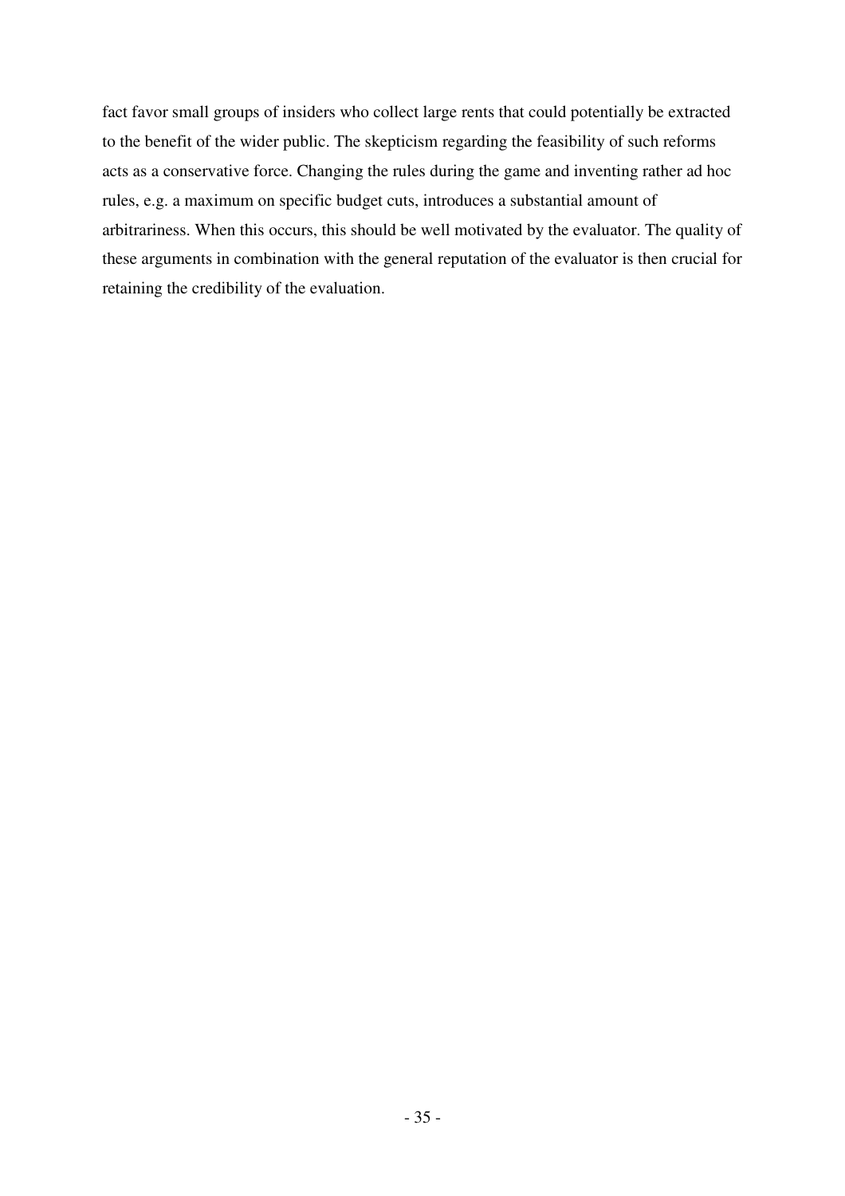fact favor small groups of insiders who collect large rents that could potentially be extracted to the benefit of the wider public. The skepticism regarding the feasibility of such reforms acts as a conservative force. Changing the rules during the game and inventing rather ad hoc rules, e.g. a maximum on specific budget cuts, introduces a substantial amount of arbitrariness. When this occurs, this should be well motivated by the evaluator. The quality of these arguments in combination with the general reputation of the evaluator is then crucial for retaining the credibility of the evaluation.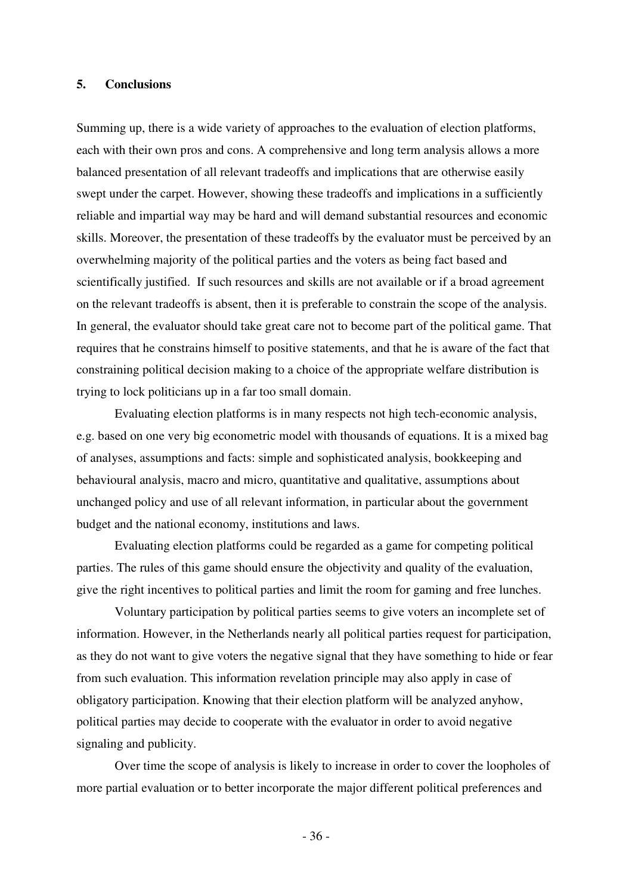## 5. Conclusions

Summing up, there is a wide variety of approaches to the evaluation of election platforms, each with their own pros and cons. A comprehensive and long term analysis allows a more balanced presentation of all relevant tradeoffs and implications that are otherwise easily swept under the carpet. However, showing these tradeoffs and implications in a sufficiently reliable and impartial way may be hard and will demand substantial resources and economic skills. Moreover, the presentation of these tradeoffs by the evaluator must be perceived by an overwhelming majority of the political parties and the voters as being fact based and scientifically justified. If such resources and skills are not available or if a broad agreement on the relevant tradeoffs is absent, then it is preferable to constrain the scope of the analysis. In general, the evaluator should take great care not to become part of the political game. That requires that he constrains himself to positive statements, and that he is aware of the fact that constraining political decision making to a choice of the appropriate welfare distribution is trying to lock politicians up in a far too small domain.

Evaluating election platforms is in many respects not high tech-economic analysis, e.g. based on one very big econometric model with thousands of equations. It is a mixed bag of analyses, assumptions and facts: simple and sophisticated analysis, bookkeeping and behavioural analysis, macro and micro, quantitative and qualitative, assumptions about unchanged policy and use of all relevant information, in particular about the government budget and the national economy, institutions and laws.

Evaluating election platforms could be regarded as a game for competing political parties. The rules of this game should ensure the objectivity and quality of the evaluation, give the right incentives to political parties and limit the room for gaming and free lunches.

Voluntary participation by political parties seems to give voters an incomplete set of information. However, in the Netherlands nearly all political parties request for participation, as they do not want to give voters the negative signal that they have something to hide or fear from such evaluation. This information revelation principle may also apply in case of obligatory participation. Knowing that their election platform will be analyzed anyhow, political parties may decide to cooperate with the evaluator in order to avoid negative signaling and publicity.

Over time the scope of analysis is likely to increase in order to cover the loopholes of more partial evaluation or to better incorporate the major different political preferences and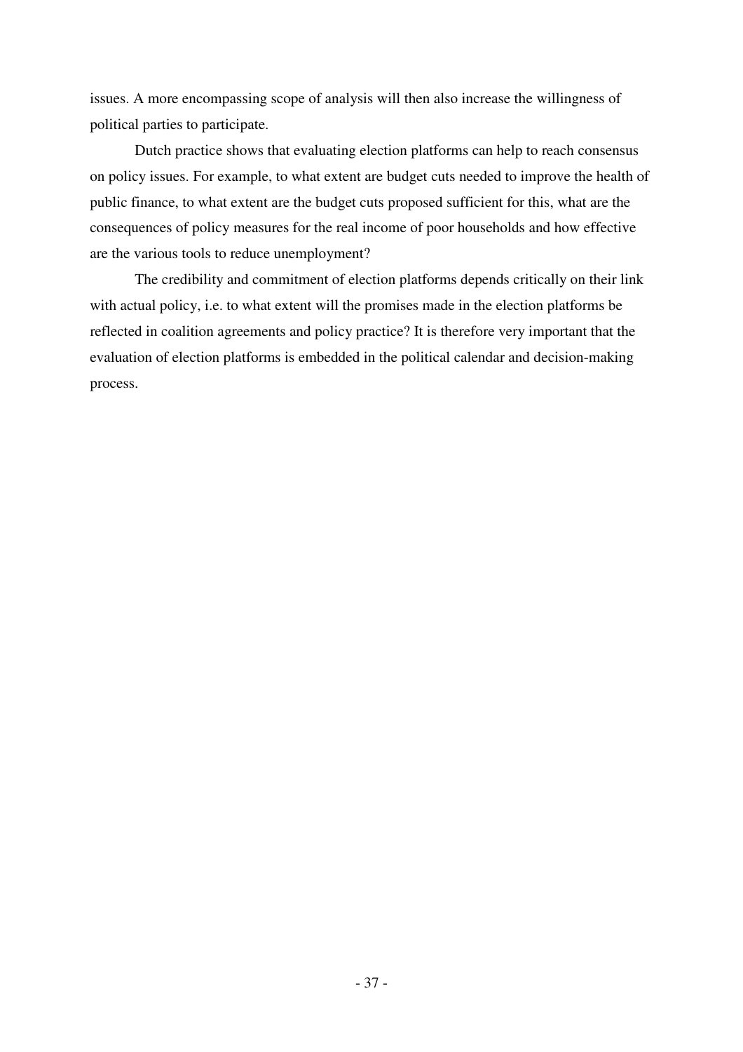issues. A more encompassing scope of analysis will then also increase the willingness of political parties to participate.

Dutch practice shows that evaluating election platforms can help to reach consensus on policy issues. For example, to what extent are budget cuts needed to improve the health of public finance, to what extent are the budget cuts proposed sufficient for this, what are the consequences of policy measures for the real income of poor households and how effective are the various tools to reduce unemployment?

The credibility and commitment of election platforms depends critically on their link with actual policy, i.e. to what extent will the promises made in the election platforms be reflected in coalition agreements and policy practice? It is therefore very important that the evaluation of election platforms is embedded in the political calendar and decision-making process.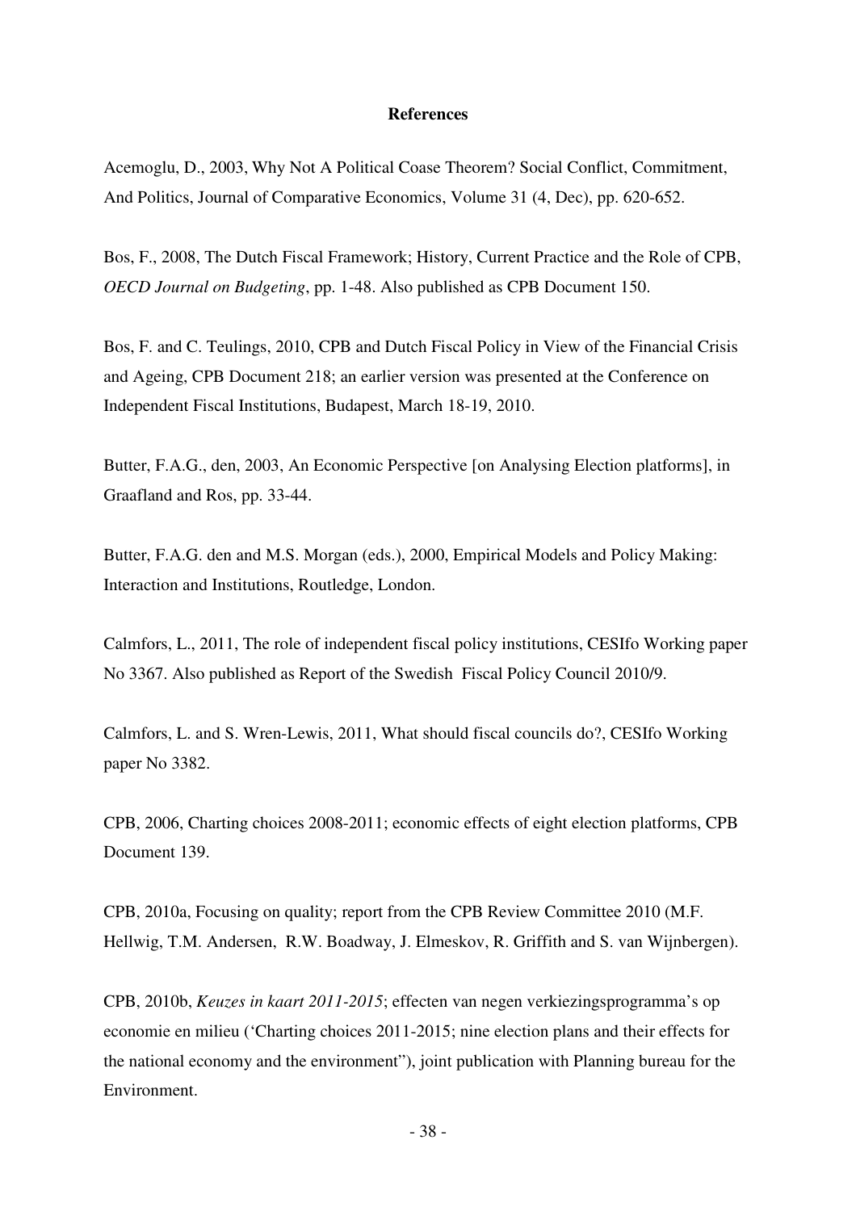**References**

Acemoglu, D., 2003, Why Not A Political Coase Theorem? Social Conflict, Commitment, And Politics, Journal of Comparative Economics, Volume 31 (4, Dec), pp. 620-652.

Bos, F., 2008, The Dutch Fiscal Framework; History, Current Practice and the Role of CPB, *OECD Journal on Budgeting*, pp. 1-48. Also published as CPB Document 150.

Bos, F. and C. Teulings, 2010, CPB and Dutch Fiscal Policy in View of the Financial Crisis and Ageing, CPB Document 218; an earlier version was presented at the Conference on Independent Fiscal Institutions, Budapest, March 18-19, 2010.

Butter, F.A.G., den, 2003, An Economic Perspective [on Analysing Election platforms], in Graafland and Ros, pp. 33-44.

Butter, F.A.G. den and M.S. Morgan (eds.), 2000, Empirical Models and Policy Making: Interaction and Institutions, Routledge, London.

Calmfors, L., 2011, The role of independent fiscal policy institutions, CESIfo Working paper No 3367. Also published as Report of the Swedish Fiscal Policy Council 2010/9.

Calmfors, L. and S. Wren-Lewis, 2011, What should fiscal councils do?, CESIfo Working paper No 3382.

CPB, 2006, Charting choices 2008-2011; economic effects of eight election platforms, CPB Document 139.

CPB, 2010a, Focusing on quality; report from the CPB Review Committee 2010 (M.F. Hellwig, T.M. Andersen, R.W. Boadway, J. Elmeskov, R. Griffith and S. van Wijnbergen).

CPB, 2010b, *Keuzes in kaart 2011-2015*; effecten van negen verkiezingsprogramma's op economie en milieu ('Charting choices 2011-2015; nine election plans and their effects for the national economy and the environment"), joint publication with Planning bureau for the Environment.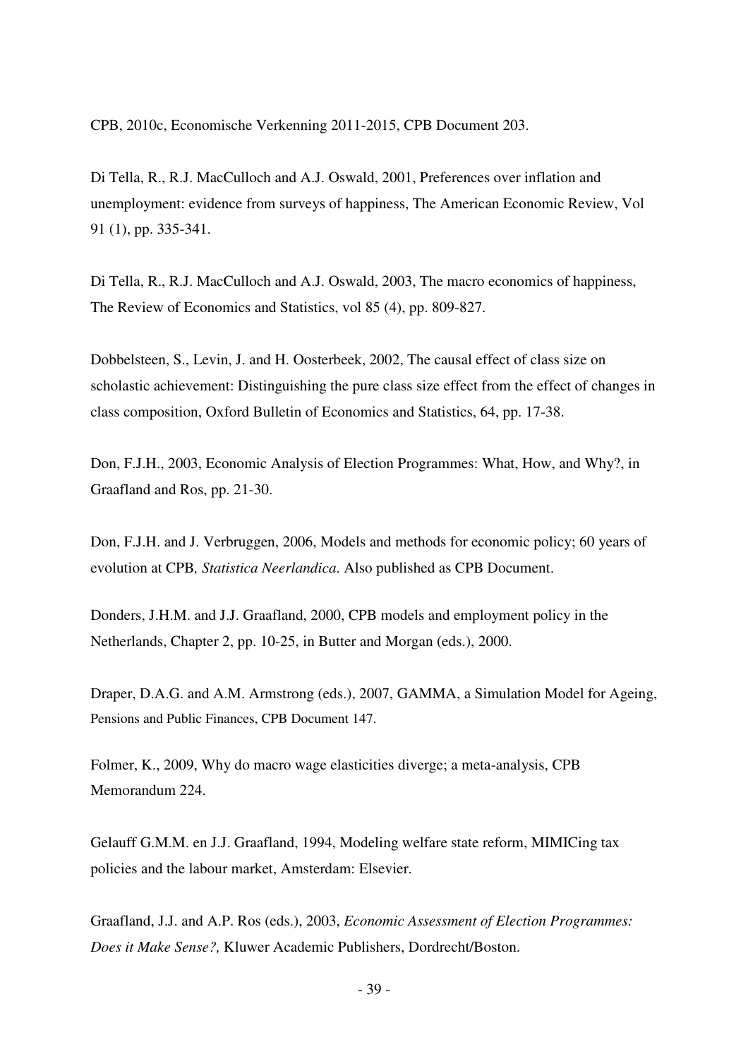CPB, 2010c, Economische Verkenning 2011-2015, CPB Document 203.

Di Tella, R., R.J. MacCulloch and A.J. Oswald, 2001, Preferences over inflation and unemployment: evidence from surveys of happiness, The American Economic Review, Vol 91 (1), pp. 335-341.

Di Tella, R., R.J. MacCulloch and A.J. Oswald, 2003, The macro economics of happiness, The Review of Economics and Statistics, vol 85 (4), pp. 809-827.

Dobbelsteen, S., Levin, J. and H. Oosterbeek, 2002, The causal effect of class size on scholastic achievement: Distinguishing the pure class size effect from the effect of changes in class composition, Oxford Bulletin of Economics and Statistics, 64, pp. 17-38.

Don, F.J.H., 2003, Economic Analysis of Election Programmes: What, How, and Why?, in Graafland and Ros, pp. 21-30.

Don, F.J.H. and J. Verbruggen, 2006, Models and methods for economic policy; 60 years of evolution at CPB*, Statistica Neerlandica.* Also published as CPB Document.

Donders, J.H.M. and J.J. Graafland, 2000, CPB models and employment policy in the Netherlands, Chapter 2, pp. 10-25, in Butter and Morgan (eds.), 2000.

Draper, D.A.G. and A.M. Armstrong (eds.), 2007, GAMMA, a Simulation Model for Ageing, Pensions and Public Finances, CPB Document 147.

Folmer, K., 2009, Why do macro wage elasticities diverge; a meta-analysis, CPB Memorandum 224.

Gelauff G.M.M. en J.J. Graafland, 1994, Modeling welfare state reform, MIMICing tax policies and the labour market, Amsterdam: Elsevier.

Graafland, J.J. and A.P. Ros (eds.), 2003, *Economic Assessment of Election Programmes: Does it Make Sense?,* Kluwer Academic Publishers, Dordrecht/Boston.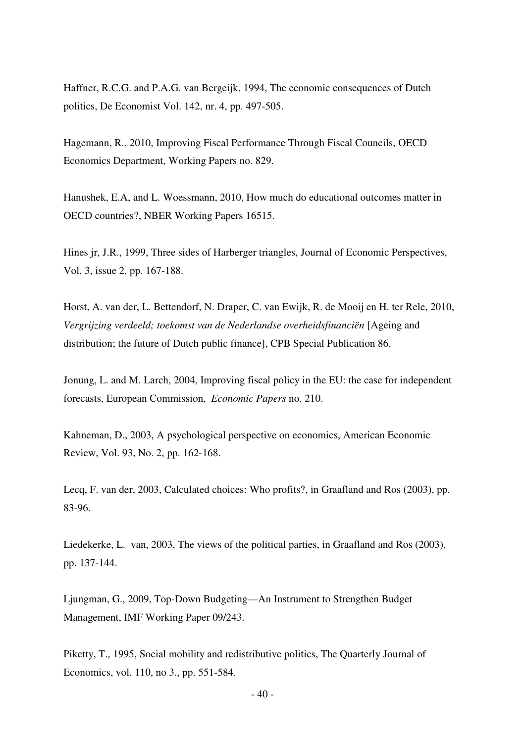Haffner, R.C.G. and P.A.G. van Bergeijk, 1994, The economic consequences of Dutch politics, De Economist Vol. 142, nr. 4, pp. 497-505.

Hagemann, R., 2010, Improving Fiscal Performance Through Fiscal Councils, OECD Economics Department, Working Papers no. 829.

Hanushek, E.A, and L. Woessmann, 2010, How much do educational outcomes matter in OECD countries?, NBER Working Papers 16515.

Hines jr, J.R., 1999, Three sides of Harberger triangles, Journal of Economic Perspectives, Vol. 3, issue 2, pp. 167-188.

Horst, A. van der, L. Bettendorf, N. Draper, C. van Ewijk, R. de Mooij en H. ter Rele, 2010, *Vergrijzing verdeeld; toekomst van de Nederlandse overheidsfinanciën* [Ageing and distribution; the future of Dutch public finance], CPB Special Publication 86.

Jonung, L. and M. Larch, 2004, Improving fiscal policy in the EU: the case for independent forecasts, European Commission, *Economic Papers* no. 210.

Kahneman, D., 2003, A psychological perspective on economics, American Economic Review, Vol. 93, No. 2, pp. 162-168.

Lecq, F. van der, 2003, Calculated choices: Who profits?, in Graafland and Ros (2003), pp. 83-96.

Liedekerke, L. van, 2003, The views of the political parties, in Graafland and Ros (2003), pp. 137-144.

Ljungman, G., 2009, Top-Down Budgeting—An Instrument to Strengthen Budget Management, IMF Working Paper 09/243.

Piketty, T., 1995, Social mobility and redistributive politics, The Quarterly Journal of Economics, vol. 110, no 3., pp. 551-584.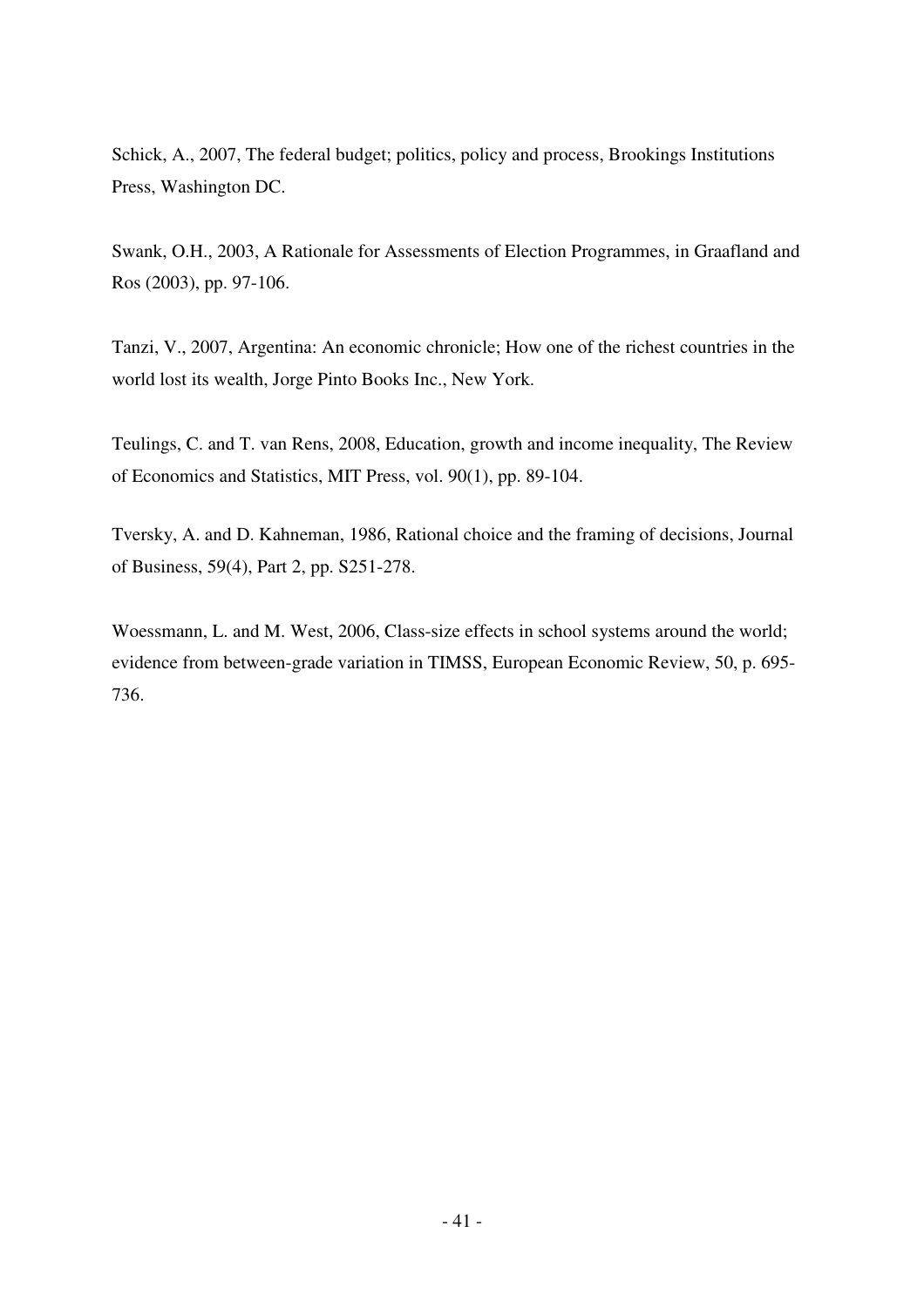Schick, A., 2007, The federal budget; politics, policy and process, Brookings Institutions Press, Washington DC.

Swank, O.H., 2003, A Rationale for Assessments of Election Programmes, in Graafland and Ros (2003), pp. 97-106.

Tanzi, V., 2007, Argentina: An economic chronicle; How one of the richest countries in the world lost its wealth, Jorge Pinto Books Inc., New York.

Teulings, C. and T. van Rens, 2008, Education, growth and income inequality, The Review of Economics and Statistics, MIT Press, vol. 90(1), pp. 89-104.

Tversky, A. and D. Kahneman, 1986, Rational choice and the framing of decisions, Journal of Business, 59(4), Part 2, pp. S251-278.

Woessmann, L. and M. West, 2006, Class-size effects in school systems around the world; evidence from between-grade variation in TIMSS, European Economic Review, 50, p. 695-736.